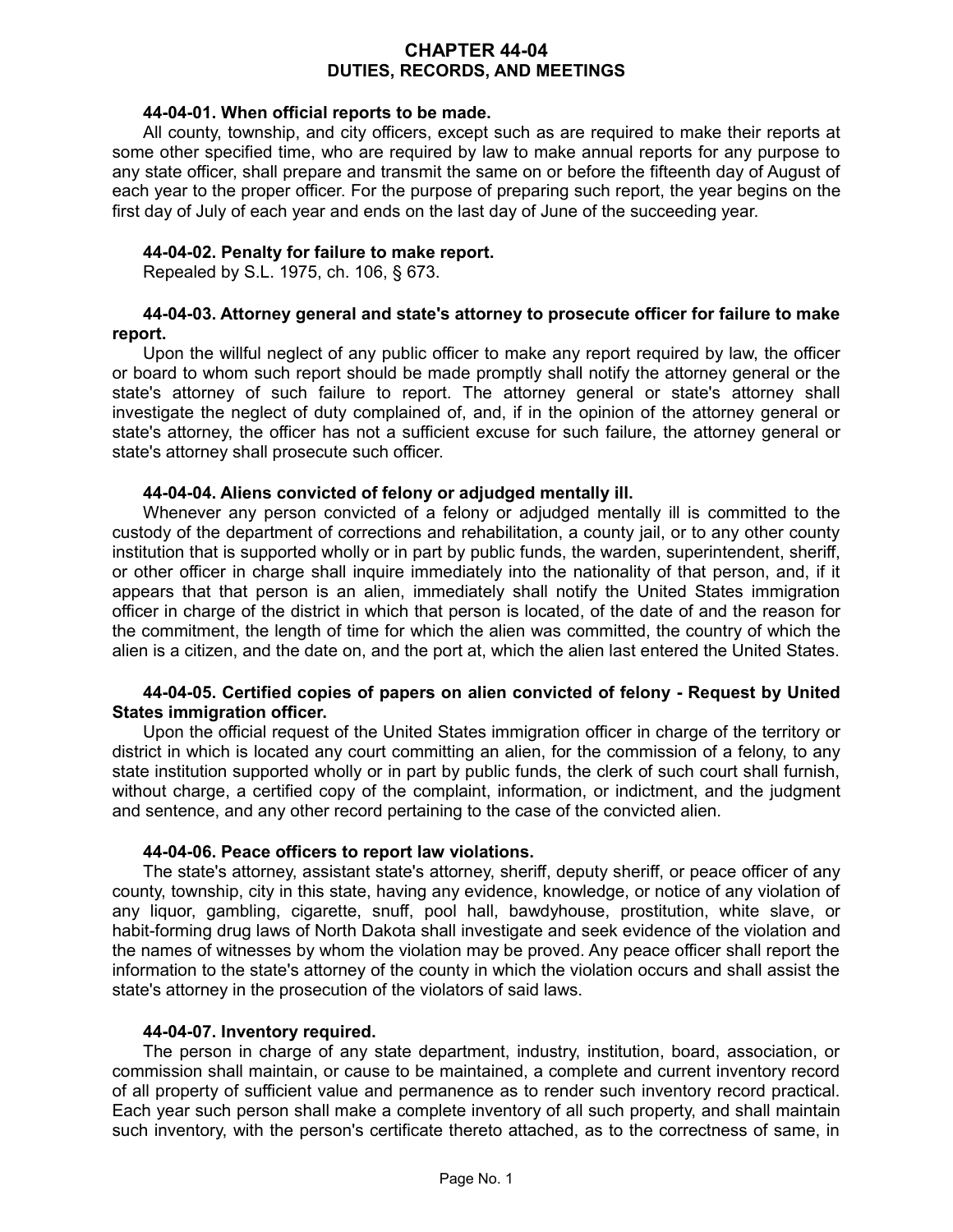# CHAPTER 44-04
# DUTIES, RECORDS, AND MEETINGS

### 44-04-01. When official reports to be made.

All county, township, and city officers, except such as are required to make their reports at some other specified time, who are required by law to make annual reports for any purpose to any state officer, shall prepare and transmit the same on or before the fifteenth day of August of each year to the proper officer. For the purpose of preparing such report, the year begins on the first day of July of each year and ends on the last day of June of the succeeding year.

### 44-04-02. Penalty for failure to make report.

Repealed by S.L. 1975, ch. 106, § 673.

### 44-04-03. Attorney general and state's attorney to prosecute officer for failure to make report.

Upon the willful neglect of any public officer to make any report required by law, the officer or board to whom such report should be made promptly shall notify the attorney general or the state's attorney of such failure to report. The attorney general or state's attorney shall investigate the neglect of duty complained of, and, if in the opinion of the attorney general or state's attorney, the officer has not a sufficient excuse for such failure, the attorney general or state's attorney shall prosecute such officer.

### 44-04-04. Aliens convicted of felony or adjudged mentally ill.

Whenever any person convicted of a felony or adjudged mentally ill is committed to the custody of the department of corrections and rehabilitation, a county jail, or to any other county institution that is supported wholly or in part by public funds, the warden, superintendent, sheriff, or other officer in charge shall inquire immediately into the nationality of that person, and, if it appears that that person is an alien, immediately shall notify the United States immigration officer in charge of the district in which that person is located, of the date of and the reason for the commitment, the length of time for which the alien was committed, the country of which the alien is a citizen, and the date on, and the port at, which the alien last entered the United States.

### 44-04-05. Certified copies of papers on alien convicted of felony - Request by United States immigration officer.

Upon the official request of the United States immigration officer in charge of the territory or district in which is located any court committing an alien, for the commission of a felony, to any state institution supported wholly or in part by public funds, the clerk of such court shall furnish, without charge, a certified copy of the complaint, information, or indictment, and the judgment and sentence, and any other record pertaining to the case of the convicted alien.

### 44-04-06. Peace officers to report law violations.

The state's attorney, assistant state's attorney, sheriff, deputy sheriff, or peace officer of any county, township, city in this state, having any evidence, knowledge, or notice of any violation of any liquor, gambling, cigarette, snuff, pool hall, bawdyhouse, prostitution, white slave, or habit-forming drug laws of North Dakota shall investigate and seek evidence of the violation and the names of witnesses by whom the violation may be proved. Any peace officer shall report the information to the state's attorney of the county in which the violation occurs and shall assist the state's attorney in the prosecution of the violators of said laws.

### 44-04-07. Inventory required.

The person in charge of any state department, industry, institution, board, association, or commission shall maintain, or cause to be maintained, a complete and current inventory record of all property of sufficient value and permanence as to render such inventory record practical. Each year such person shall make a complete inventory of all such property, and shall maintain such inventory, with the person's certificate thereto attached, as to the correctness of same, in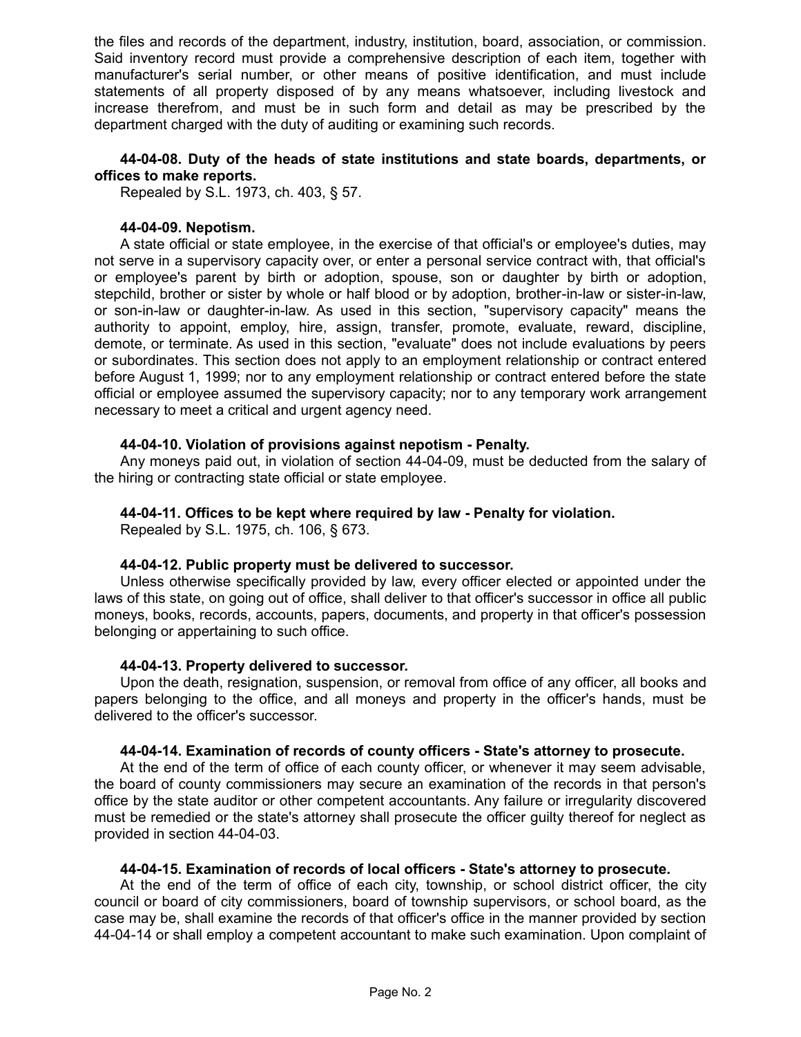the files and records of the department, industry, institution, board, association, or commission. Said inventory record must provide a comprehensive description of each item, together with manufacturer's serial number, or other means of positive identification, and must include statements of all property disposed of by any means whatsoever, including livestock and increase therefrom, and must be in such form and detail as may be prescribed by the department charged with the duty of auditing or examining such records.

**44-04-08. Duty of the heads of state institutions and state boards, departments, or offices to make reports.**

Repealed by S.L. 1973, ch. 403, § 57.

**44-04-09. Nepotism.**

A state official or state employee, in the exercise of that official's or employee's duties, may not serve in a supervisory capacity over, or enter a personal service contract with, that official's or employee's parent by birth or adoption, spouse, son or daughter by birth or adoption, stepchild, brother or sister by whole or half blood or by adoption, brother-in-law or sister-in-law, or son-in-law or daughter-in-law. As used in this section, "supervisory capacity" means the authority to appoint, employ, hire, assign, transfer, promote, evaluate, reward, discipline, demote, or terminate. As used in this section, "evaluate" does not include evaluations by peers or subordinates. This section does not apply to an employment relationship or contract entered before August 1, 1999; nor to any employment relationship or contract entered before the state official or employee assumed the supervisory capacity; nor to any temporary work arrangement necessary to meet a critical and urgent agency need.

**44-04-10. Violation of provisions against nepotism - Penalty.**

Any moneys paid out, in violation of section 44-04-09, must be deducted from the salary of the hiring or contracting state official or state employee.

**44-04-11. Offices to be kept where required by law - Penalty for violation.**

Repealed by S.L. 1975, ch. 106, § 673.

**44-04-12. Public property must be delivered to successor.**

Unless otherwise specifically provided by law, every officer elected or appointed under the laws of this state, on going out of office, shall deliver to that officer's successor in office all public moneys, books, records, accounts, papers, documents, and property in that officer's possession belonging or appertaining to such office.

**44-04-13. Property delivered to successor.**

Upon the death, resignation, suspension, or removal from office of any officer, all books and papers belonging to the office, and all moneys and property in the officer's hands, must be delivered to the officer's successor.

**44-04-14. Examination of records of county officers - State's attorney to prosecute.**

At the end of the term of office of each county officer, or whenever it may seem advisable, the board of county commissioners may secure an examination of the records in that person's office by the state auditor or other competent accountants. Any failure or irregularity discovered must be remedied or the state's attorney shall prosecute the officer guilty thereof for neglect as provided in section 44-04-03.

**44-04-15. Examination of records of local officers - State's attorney to prosecute.**

At the end of the term of office of each city, township, or school district officer, the city council or board of city commissioners, board of township supervisors, or school board, as the case may be, shall examine the records of that officer's office in the manner provided by section 44-04-14 or shall employ a competent accountant to make such examination. Upon complaint of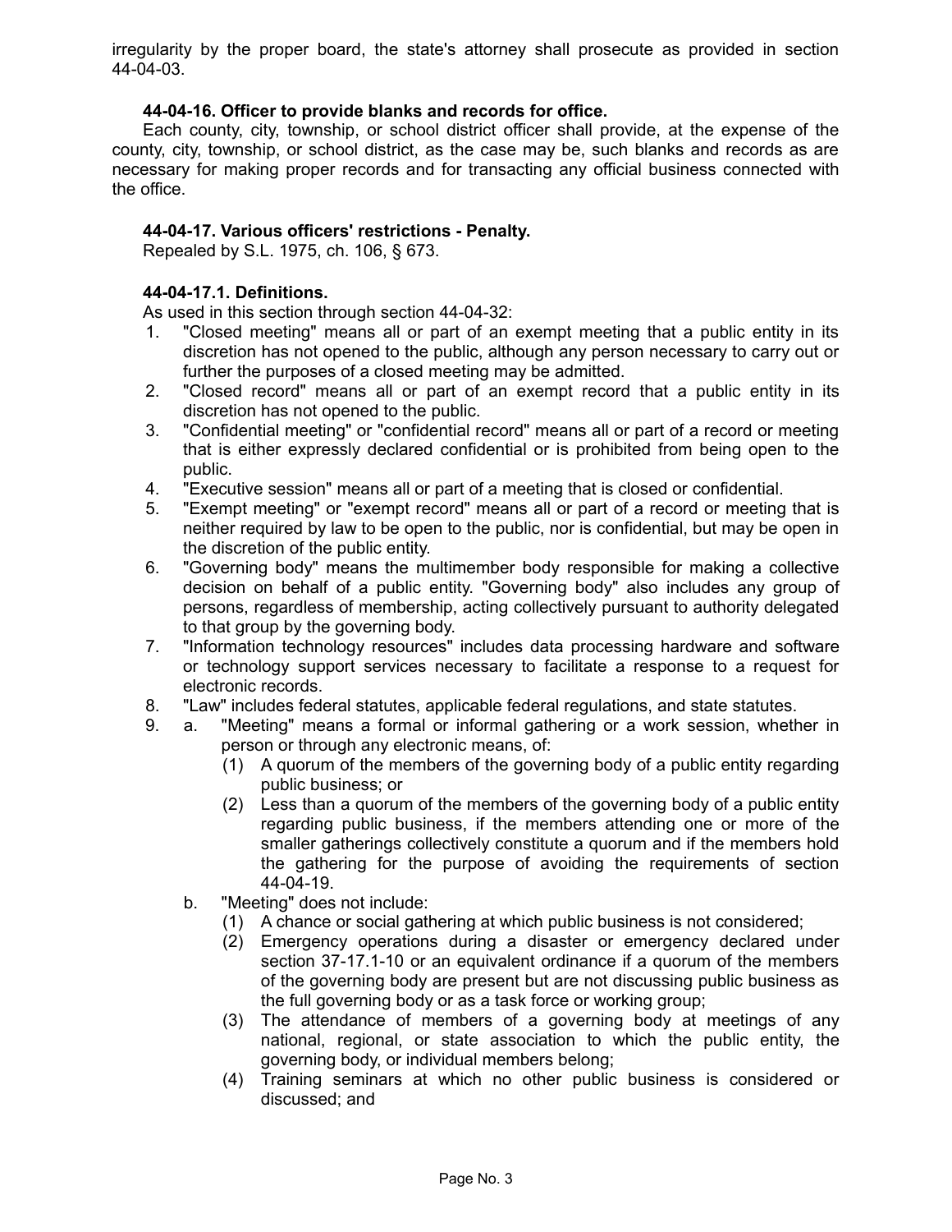irregularity by the proper board, the state's attorney shall prosecute as provided in section 44-04-03.

### 44-04-16. Officer to provide blanks and records for office.

Each county, city, township, or school district officer shall provide, at the expense of the county, city, township, or school district, as the case may be, such blanks and records as are necessary for making proper records and for transacting any official business connected with the office.

### 44-04-17. Various officers' restrictions - Penalty.

Repealed by S.L. 1975, ch. 106, § 673.

### 44-04-17.1. Definitions.

As used in this section through section 44-04-32:

1. "Closed meeting" means all or part of an exempt meeting that a public entity in its discretion has not opened to the public, although any person necessary to carry out or further the purposes of a closed meeting may be admitted.
2. "Closed record" means all or part of an exempt record that a public entity in its discretion has not opened to the public.
3. "Confidential meeting" or "confidential record" means all or part of a record or meeting that is either expressly declared confidential or is prohibited from being open to the public.
4. "Executive session" means all or part of a meeting that is closed or confidential.
5. "Exempt meeting" or "exempt record" means all or part of a record or meeting that is neither required by law to be open to the public, nor is confidential, but may be open in the discretion of the public entity.
6. "Governing body" means the multimember body responsible for making a collective decision on behalf of a public entity. "Governing body" also includes any group of persons, regardless of membership, acting collectively pursuant to authority delegated to that group by the governing body.
7. "Information technology resources" includes data processing hardware and software or technology support services necessary to facilitate a response to a request for electronic records.
8. "Law" includes federal statutes, applicable federal regulations, and state statutes.
9. a. "Meeting" means a formal or informal gathering or a work session, whether in person or through any electronic means, of:
      1. (1) A quorum of the members of the governing body of a public entity regarding public business; or
      2. (2) Less than a quorum of the members of the governing body of a public entity regarding public business, if the members attending one or more of the smaller gatherings collectively constitute a quorum and if the members hold the gathering for the purpose of avoiding the requirements of section 44-04-19.

   b. "Meeting" does not include:
      1. (1) A chance or social gathering at which public business is not considered;
      2. (2) Emergency operations during a disaster or emergency declared under section 37-17.1-10 or an equivalent ordinance if a quorum of the members of the governing body are present but are not discussing public business as the full governing body or as a task force or working group;
      3. (3) The attendance of members of a governing body at meetings of any national, regional, or state association to which the public entity, the governing body, or individual members belong;
      4. (4) Training seminars at which no other public business is considered or discussed; and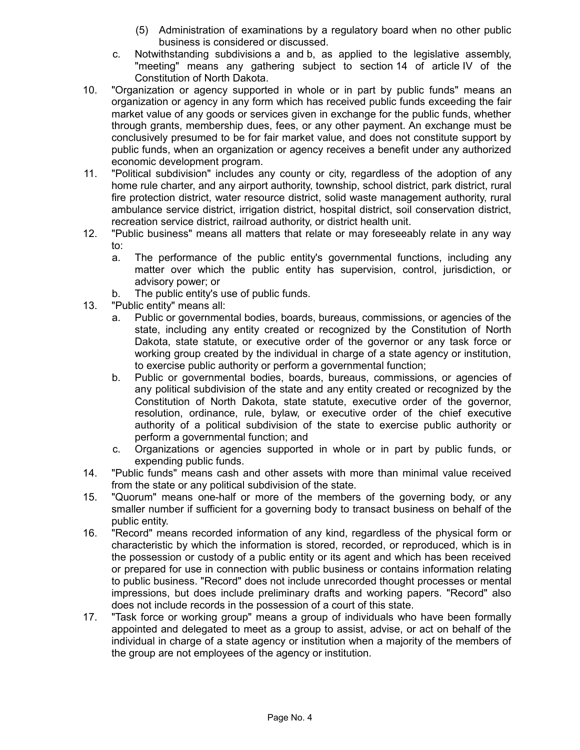(5) Administration of examinations by a regulatory board when no other public business is considered or discussed.

c. Notwithstanding subdivisions a and b, as applied to the legislative assembly, "meeting" means any gathering subject to section 14 of article IV of the Constitution of North Dakota.

10. "Organization or agency supported in whole or in part by public funds" means an organization or agency in any form which has received public funds exceeding the fair market value of any goods or services given in exchange for the public funds, whether through grants, membership dues, fees, or any other payment. An exchange must be conclusively presumed to be for fair market value, and does not constitute support by public funds, when an organization or agency receives a benefit under any authorized economic development program.

11. "Political subdivision" includes any county or city, regardless of the adoption of any home rule charter, and any airport authority, township, school district, park district, rural fire protection district, water resource district, solid waste management authority, rural ambulance service district, irrigation district, hospital district, soil conservation district, recreation service district, railroad authority, or district health unit.

12. "Public business" means all matters that relate or may foreseeably relate in any way to:

    a. The performance of the public entity's governmental functions, including any matter over which the public entity has supervision, control, jurisdiction, or advisory power; or

    b. The public entity's use of public funds.

13. "Public entity" means all:

    a. Public or governmental bodies, boards, bureaus, commissions, or agencies of the state, including any entity created or recognized by the Constitution of North Dakota, state statute, or executive order of the governor or any task force or working group created by the individual in charge of a state agency or institution, to exercise public authority or perform a governmental function;

    b. Public or governmental bodies, boards, bureaus, commissions, or agencies of any political subdivision of the state and any entity created or recognized by the Constitution of North Dakota, state statute, executive order of the governor, resolution, ordinance, rule, bylaw, or executive order of the chief executive authority of a political subdivision of the state to exercise public authority or perform a governmental function; and

    c. Organizations or agencies supported in whole or in part by public funds, or expending public funds.

14. "Public funds" means cash and other assets with more than minimal value received from the state or any political subdivision of the state.

15. "Quorum" means one-half or more of the members of the governing body, or any smaller number if sufficient for a governing body to transact business on behalf of the public entity.

16. "Record" means recorded information of any kind, regardless of the physical form or characteristic by which the information is stored, recorded, or reproduced, which is in the possession or custody of a public entity or its agent and which has been received or prepared for use in connection with public business or contains information relating to public business. "Record" does not include unrecorded thought processes or mental impressions, but does include preliminary drafts and working papers. "Record" also does not include records in the possession of a court of this state.

17. "Task force or working group" means a group of individuals who have been formally appointed and delegated to meet as a group to assist, advise, or act on behalf of the individual in charge of a state agency or institution when a majority of the members of the group are not employees of the agency or institution.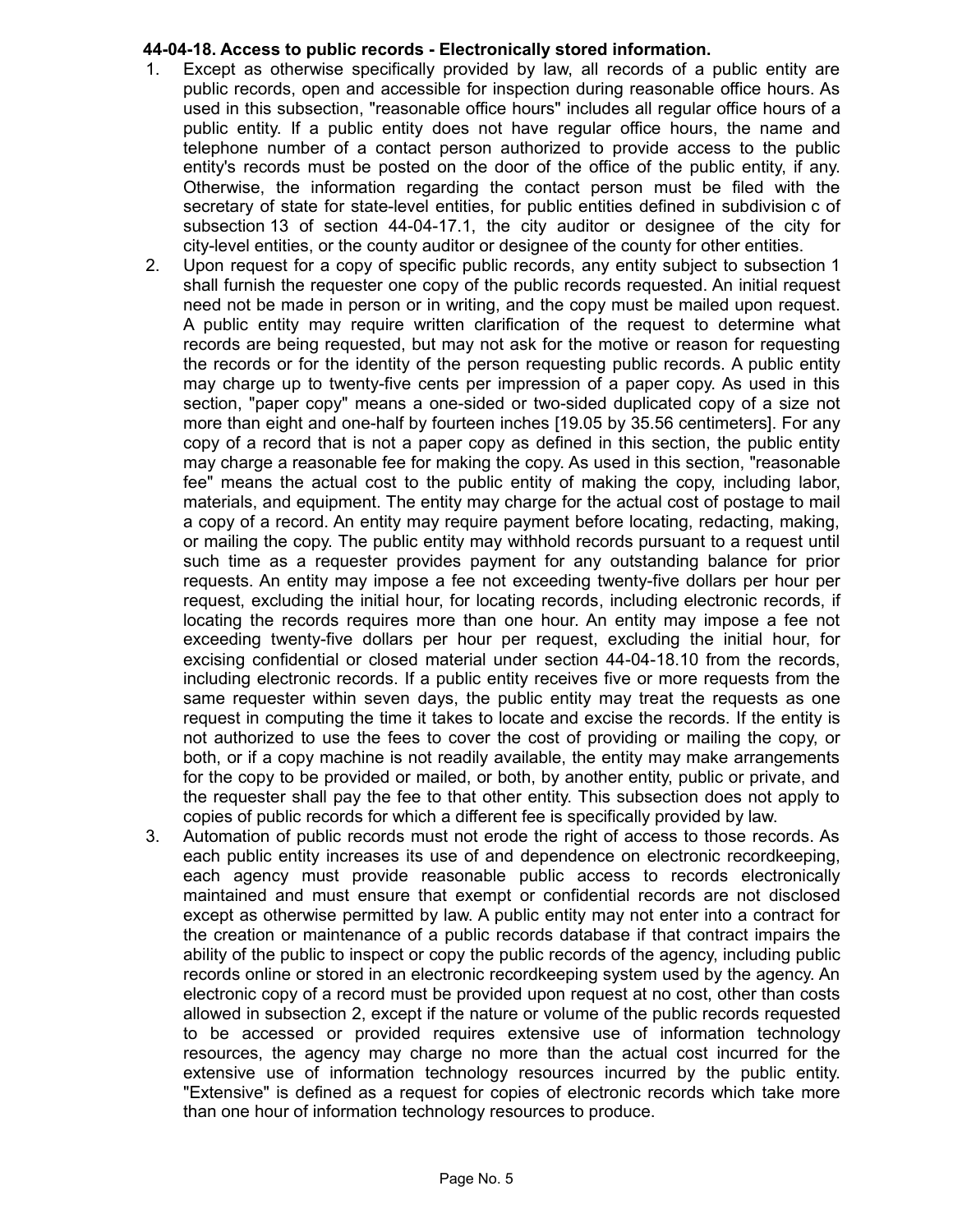**44-04-18. Access to public records - Electronically stored information.**

1. Except as otherwise specifically provided by law, all records of a public entity are public records, open and accessible for inspection during reasonable office hours. As used in this subsection, "reasonable office hours" includes all regular office hours of a public entity. If a public entity does not have regular office hours, the name and telephone number of a contact person authorized to provide access to the public entity's records must be posted on the door of the office of the public entity, if any. Otherwise, the information regarding the contact person must be filed with the secretary of state for state-level entities, for public entities defined in subdivision c of subsection 13 of section 44-04-17.1, the city auditor or designee of the city for city-level entities, or the county auditor or designee of the county for other entities.
2. Upon request for a copy of specific public records, any entity subject to subsection 1 shall furnish the requester one copy of the public records requested. An initial request need not be made in person or in writing, and the copy must be mailed upon request. A public entity may require written clarification of the request to determine what records are being requested, but may not ask for the motive or reason for requesting the records or for the identity of the person requesting public records. A public entity may charge up to twenty-five cents per impression of a paper copy. As used in this section, "paper copy" means a one-sided or two-sided duplicated copy of a size not more than eight and one-half by fourteen inches [19.05 by 35.56 centimeters]. For any copy of a record that is not a paper copy as defined in this section, the public entity may charge a reasonable fee for making the copy. As used in this section, "reasonable fee" means the actual cost to the public entity of making the copy, including labor, materials, and equipment. The entity may charge for the actual cost of postage to mail a copy of a record. An entity may require payment before locating, redacting, making, or mailing the copy. The public entity may withhold records pursuant to a request until such time as a requester provides payment for any outstanding balance for prior requests. An entity may impose a fee not exceeding twenty-five dollars per hour per request, excluding the initial hour, for locating records, including electronic records, if locating the records requires more than one hour. An entity may impose a fee not exceeding twenty-five dollars per hour per request, excluding the initial hour, for excising confidential or closed material under section 44-04-18.10 from the records, including electronic records. If a public entity receives five or more requests from the same requester within seven days, the public entity may treat the requests as one request in computing the time it takes to locate and excise the records. If the entity is not authorized to use the fees to cover the cost of providing or mailing the copy, or both, or if a copy machine is not readily available, the entity may make arrangements for the copy to be provided or mailed, or both, by another entity, public or private, and the requester shall pay the fee to that other entity. This subsection does not apply to copies of public records for which a different fee is specifically provided by law.
3. Automation of public records must not erode the right of access to those records. As each public entity increases its use of and dependence on electronic recordkeeping, each agency must provide reasonable public access to records electronically maintained and must ensure that exempt or confidential records are not disclosed except as otherwise permitted by law. A public entity may not enter into a contract for the creation or maintenance of a public records database if that contract impairs the ability of the public to inspect or copy the public records of the agency, including public records online or stored in an electronic recordkeeping system used by the agency. An electronic copy of a record must be provided upon request at no cost, other than costs allowed in subsection 2, except if the nature or volume of the public records requested to be accessed or provided requires extensive use of information technology resources, the agency may charge no more than the actual cost incurred for the extensive use of information technology resources incurred by the public entity. "Extensive" is defined as a request for copies of electronic records which take more than one hour of information technology resources to produce.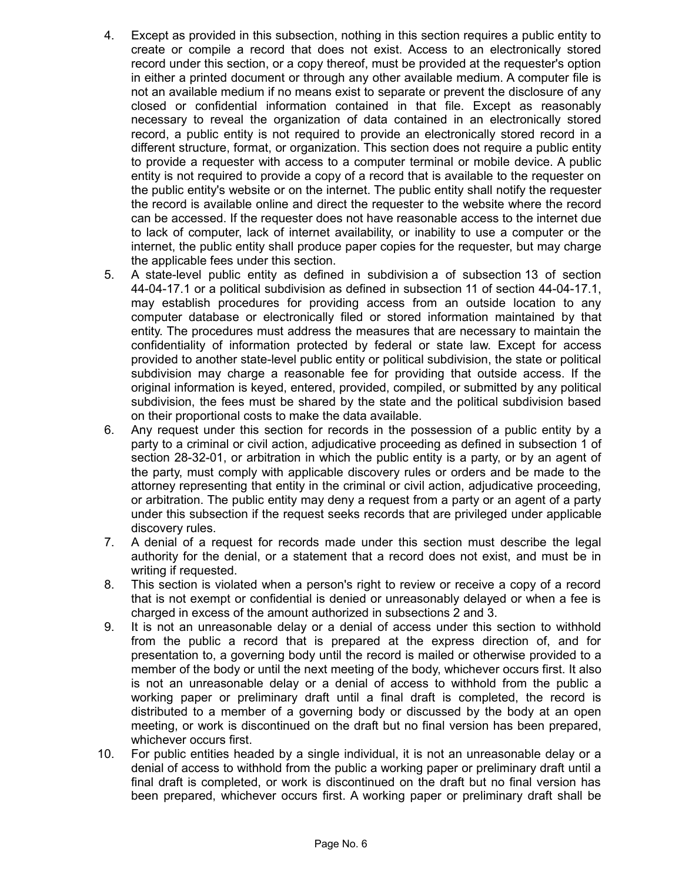4. Except as provided in this subsection, nothing in this section requires a public entity to create or compile a record that does not exist. Access to an electronically stored record under this section, or a copy thereof, must be provided at the requester's option in either a printed document or through any other available medium. A computer file is not an available medium if no means exist to separate or prevent the disclosure of any closed or confidential information contained in that file. Except as reasonably necessary to reveal the organization of data contained in an electronically stored record, a public entity is not required to provide an electronically stored record in a different structure, format, or organization. This section does not require a public entity to provide a requester with access to a computer terminal or mobile device. A public entity is not required to provide a copy of a record that is available to the requester on the public entity's website or on the internet. The public entity shall notify the requester the record is available online and direct the requester to the website where the record can be accessed. If the requester does not have reasonable access to the internet due to lack of computer, lack of internet availability, or inability to use a computer or the internet, the public entity shall produce paper copies for the requester, but may charge the applicable fees under this section.
5. A state-level public entity as defined in subdivision a of subsection 13 of section 44-04-17.1 or a political subdivision as defined in subsection 11 of section 44-04-17.1, may establish procedures for providing access from an outside location to any computer database or electronically filed or stored information maintained by that entity. The procedures must address the measures that are necessary to maintain the confidentiality of information protected by federal or state law. Except for access provided to another state-level public entity or political subdivision, the state or political subdivision may charge a reasonable fee for providing that outside access. If the original information is keyed, entered, provided, compiled, or submitted by any political subdivision, the fees must be shared by the state and the political subdivision based on their proportional costs to make the data available.
6. Any request under this section for records in the possession of a public entity by a party to a criminal or civil action, adjudicative proceeding as defined in subsection 1 of section 28-32-01, or arbitration in which the public entity is a party, or by an agent of the party, must comply with applicable discovery rules or orders and be made to the attorney representing that entity in the criminal or civil action, adjudicative proceeding, or arbitration. The public entity may deny a request from a party or an agent of a party under this subsection if the request seeks records that are privileged under applicable discovery rules.
7. A denial of a request for records made under this section must describe the legal authority for the denial, or a statement that a record does not exist, and must be in writing if requested.
8. This section is violated when a person's right to review or receive a copy of a record that is not exempt or confidential is denied or unreasonably delayed or when a fee is charged in excess of the amount authorized in subsections 2 and 3.
9. It is not an unreasonable delay or a denial of access under this section to withhold from the public a record that is prepared at the express direction of, and for presentation to, a governing body until the record is mailed or otherwise provided to a member of the body or until the next meeting of the body, whichever occurs first. It also is not an unreasonable delay or a denial of access to withhold from the public a working paper or preliminary draft until a final draft is completed, the record is distributed to a member of a governing body or discussed by the body at an open meeting, or work is discontinued on the draft but no final version has been prepared, whichever occurs first.
10. For public entities headed by a single individual, it is not an unreasonable delay or a denial of access to withhold from the public a working paper or preliminary draft until a final draft is completed, or work is discontinued on the draft but no final version has been prepared, whichever occurs first. A working paper or preliminary draft shall be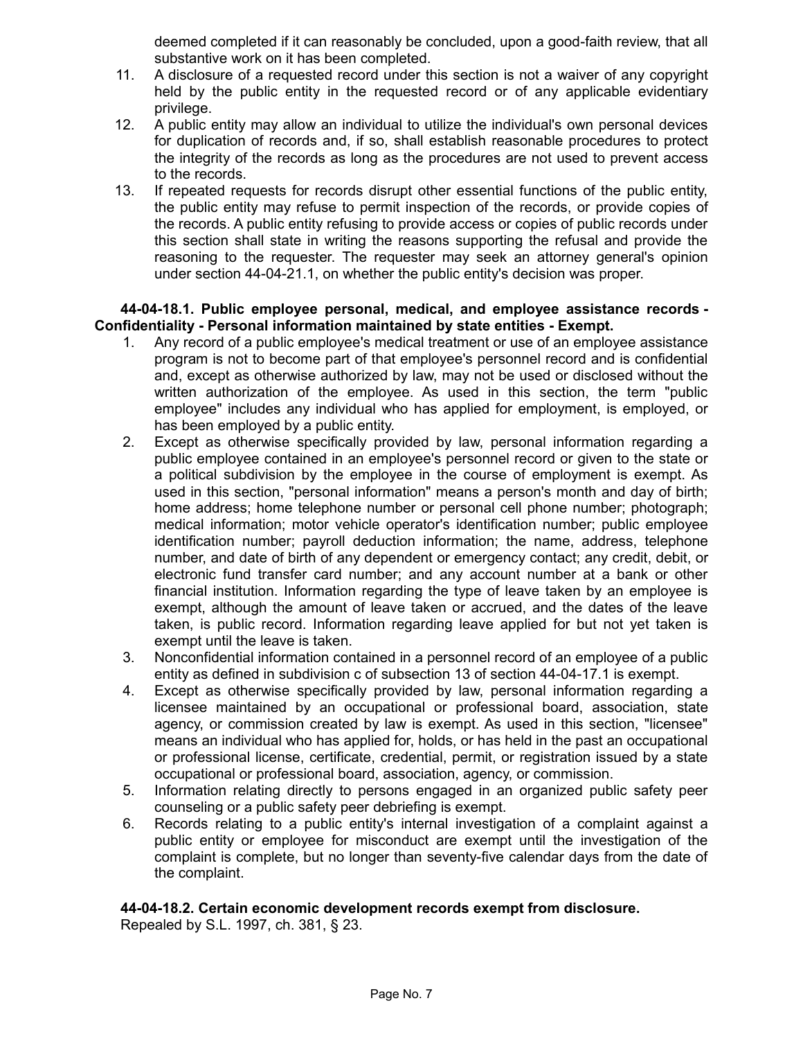deemed completed if it can reasonably be concluded, upon a good-faith review, that all substantive work on it has been completed.

11. A disclosure of a requested record under this section is not a waiver of any copyright held by the public entity in the requested record or of any applicable evidentiary privilege.
12. A public entity may allow an individual to utilize the individual's own personal devices for duplication of records and, if so, shall establish reasonable procedures to protect the integrity of the records as long as the procedures are not used to prevent access to the records.
13. If repeated requests for records disrupt other essential functions of the public entity, the public entity may refuse to permit inspection of the records, or provide copies of the records. A public entity refusing to provide access or copies of public records under this section shall state in writing the reasons supporting the refusal and provide the reasoning to the requester. The requester may seek an attorney general's opinion under section 44-04-21.1, on whether the public entity's decision was proper.

**44-04-18.1. Public employee personal, medical, and employee assistance records - Confidentiality - Personal information maintained by state entities - Exempt.**

1. Any record of a public employee's medical treatment or use of an employee assistance program is not to become part of that employee's personnel record and is confidential and, except as otherwise authorized by law, may not be used or disclosed without the written authorization of the employee. As used in this section, the term "public employee" includes any individual who has applied for employment, is employed, or has been employed by a public entity.
2. Except as otherwise specifically provided by law, personal information regarding a public employee contained in an employee's personnel record or given to the state or a political subdivision by the employee in the course of employment is exempt. As used in this section, "personal information" means a person's month and day of birth; home address; home telephone number or personal cell phone number; photograph; medical information; motor vehicle operator's identification number; public employee identification number; payroll deduction information; the name, address, telephone number, and date of birth of any dependent or emergency contact; any credit, debit, or electronic fund transfer card number; and any account number at a bank or other financial institution. Information regarding the type of leave taken by an employee is exempt, although the amount of leave taken or accrued, and the dates of the leave taken, is public record. Information regarding leave applied for but not yet taken is exempt until the leave is taken.
3. Nonconfidential information contained in a personnel record of an employee of a public entity as defined in subdivision c of subsection 13 of section 44-04-17.1 is exempt.
4. Except as otherwise specifically provided by law, personal information regarding a licensee maintained by an occupational or professional board, association, state agency, or commission created by law is exempt. As used in this section, "licensee" means an individual who has applied for, holds, or has held in the past an occupational or professional license, certificate, credential, permit, or registration issued by a state occupational or professional board, association, agency, or commission.
5. Information relating directly to persons engaged in an organized public safety peer counseling or a public safety peer debriefing is exempt.
6. Records relating to a public entity's internal investigation of a complaint against a public entity or employee for misconduct are exempt until the investigation of the complaint is complete, but no longer than seventy-five calendar days from the date of the complaint.

**44-04-18.2. Certain economic development records exempt from disclosure.**

Repealed by S.L. 1997, ch. 381, § 23.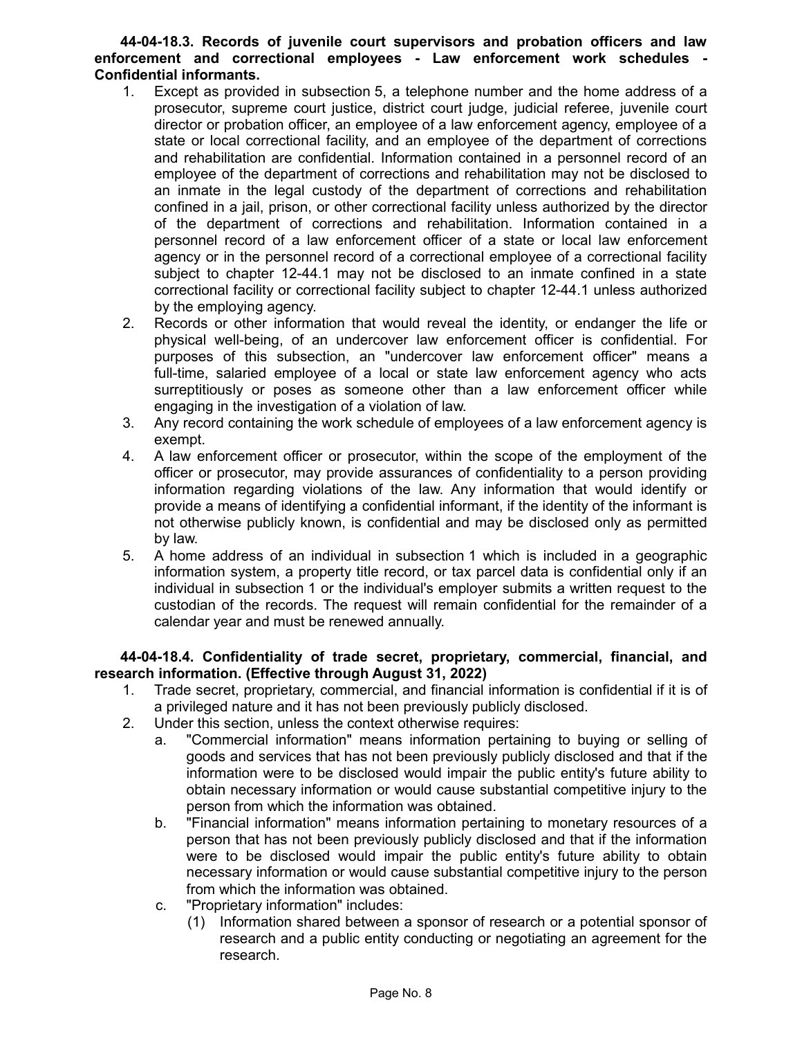**44-04-18.3. Records of juvenile court supervisors and probation officers and law enforcement and correctional employees - Law enforcement work schedules - Confidential informants.**

1. Except as provided in subsection 5, a telephone number and the home address of a prosecutor, supreme court justice, district court judge, judicial referee, juvenile court director or probation officer, an employee of a law enforcement agency, employee of a state or local correctional facility, and an employee of the department of corrections and rehabilitation are confidential. Information contained in a personnel record of an employee of the department of corrections and rehabilitation may not be disclosed to an inmate in the legal custody of the department of corrections and rehabilitation confined in a jail, prison, or other correctional facility unless authorized by the director of the department of corrections and rehabilitation. Information contained in a personnel record of a law enforcement officer of a state or local law enforcement agency or in the personnel record of a correctional employee of a correctional facility subject to chapter 12-44.1 may not be disclosed to an inmate confined in a state correctional facility or correctional facility subject to chapter 12-44.1 unless authorized by the employing agency.
2. Records or other information that would reveal the identity, or endanger the life or physical well-being, of an undercover law enforcement officer is confidential. For purposes of this subsection, an "undercover law enforcement officer" means a full-time, salaried employee of a local or state law enforcement agency who acts surreptitiously or poses as someone other than a law enforcement officer while engaging in the investigation of a violation of law.
3. Any record containing the work schedule of employees of a law enforcement agency is exempt.
4. A law enforcement officer or prosecutor, within the scope of the employment of the officer or prosecutor, may provide assurances of confidentiality to a person providing information regarding violations of the law. Any information that would identify or provide a means of identifying a confidential informant, if the identity of the informant is not otherwise publicly known, is confidential and may be disclosed only as permitted by law.
5. A home address of an individual in subsection 1 which is included in a geographic information system, a property title record, or tax parcel data is confidential only if an individual in subsection 1 or the individual's employer submits a written request to the custodian of the records. The request will remain confidential for the remainder of a calendar year and must be renewed annually.

**44-04-18.4. Confidentiality of trade secret, proprietary, commercial, financial, and research information. (Effective through August 31, 2022)**

1. Trade secret, proprietary, commercial, and financial information is confidential if it is of a privileged nature and it has not been previously publicly disclosed.
2. Under this section, unless the context otherwise requires:
   a. "Commercial information" means information pertaining to buying or selling of goods and services that has not been previously publicly disclosed and that if the information were to be disclosed would impair the public entity's future ability to obtain necessary information or would cause substantial competitive injury to the person from which the information was obtained.
   b. "Financial information" means information pertaining to monetary resources of a person that has not been previously publicly disclosed and that if the information were to be disclosed would impair the public entity's future ability to obtain necessary information or would cause substantial competitive injury to the person from which the information was obtained.
   c. "Proprietary information" includes:
      (1) Information shared between a sponsor of research or a potential sponsor of research and a public entity conducting or negotiating an agreement for the research.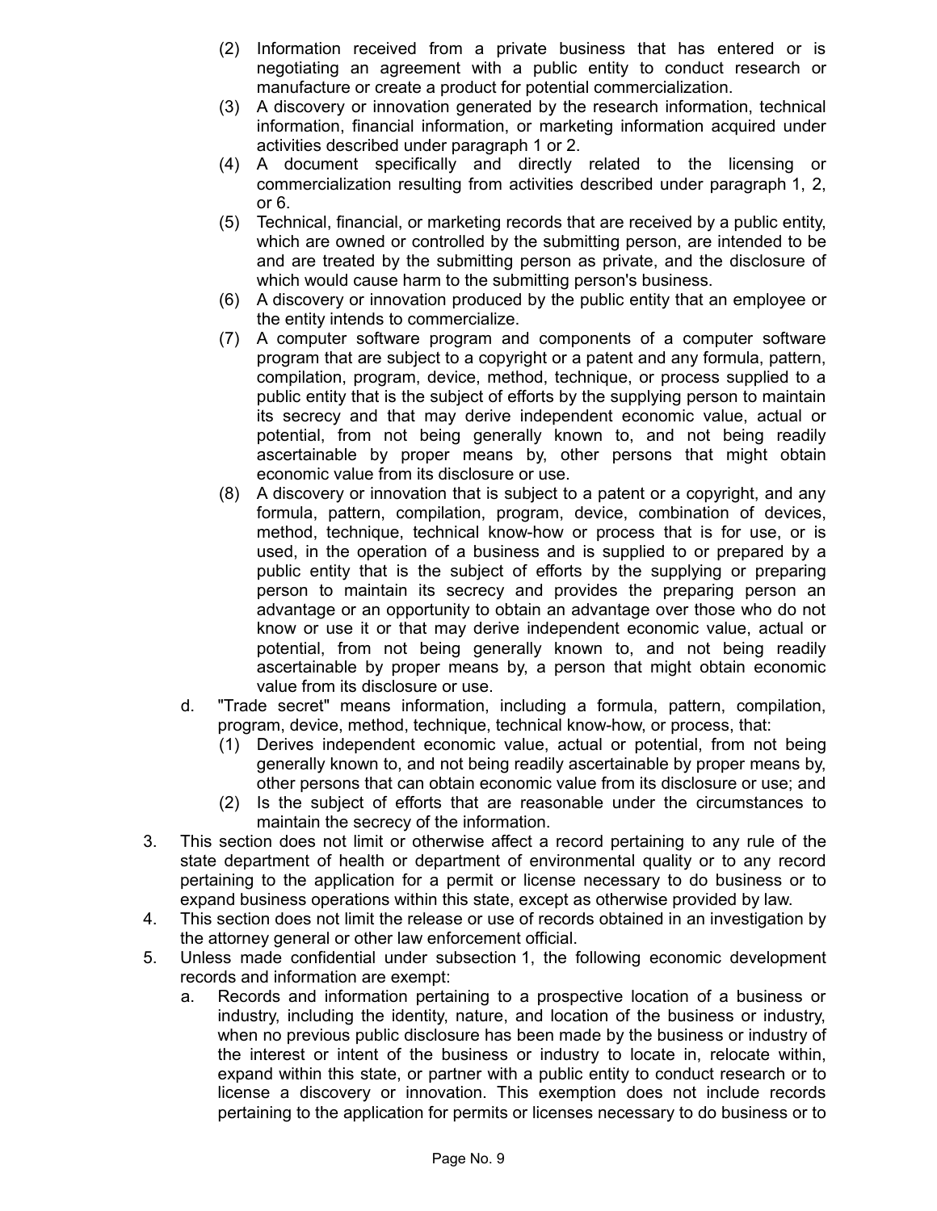(2) Information received from a private business that has entered or is negotiating an agreement with a public entity to conduct research or manufacture or create a product for potential commercialization.

(3) A discovery or innovation generated by the research information, technical information, financial information, or marketing information acquired under activities described under paragraph 1 or 2.

(4) A document specifically and directly related to the licensing or commercialization resulting from activities described under paragraph 1, 2, or 6.

(5) Technical, financial, or marketing records that are received by a public entity, which are owned or controlled by the submitting person, are intended to be and are treated by the submitting person as private, and the disclosure of which would cause harm to the submitting person's business.

(6) A discovery or innovation produced by the public entity that an employee or the entity intends to commercialize.

(7) A computer software program and components of a computer software program that are subject to a copyright or a patent and any formula, pattern, compilation, program, device, method, technique, or process supplied to a public entity that is the subject of efforts by the supplying person to maintain its secrecy and that may derive independent economic value, actual or potential, from not being generally known to, and not being readily ascertainable by proper means by, other persons that might obtain economic value from its disclosure or use.

(8) A discovery or innovation that is subject to a patent or a copyright, and any formula, pattern, compilation, program, device, combination of devices, method, technique, technical know-how or process that is for use, or is used, in the operation of a business and is supplied to or prepared by a public entity that is the subject of efforts by the supplying or preparing person to maintain its secrecy and provides the preparing person an advantage or an opportunity to obtain an advantage over those who do not know or use it or that may derive independent economic value, actual or potential, from not being generally known to, and not being readily ascertainable by proper means by, a person that might obtain economic value from its disclosure or use.

d. "Trade secret" means information, including a formula, pattern, compilation, program, device, method, technique, technical know-how, or process, that:

(1) Derives independent economic value, actual or potential, from not being generally known to, and not being readily ascertainable by proper means by, other persons that can obtain economic value from its disclosure or use; and

(2) Is the subject of efforts that are reasonable under the circumstances to maintain the secrecy of the information.

3. This section does not limit or otherwise affect a record pertaining to any rule of the state department of health or department of environmental quality or to any record pertaining to the application for a permit or license necessary to do business or to expand business operations within this state, except as otherwise provided by law.

4. This section does not limit the release or use of records obtained in an investigation by the attorney general or other law enforcement official.

5. Unless made confidential under subsection 1, the following economic development records and information are exempt:

a. Records and information pertaining to a prospective location of a business or industry, including the identity, nature, and location of the business or industry, when no previous public disclosure has been made by the business or industry of the interest or intent of the business or industry to locate in, relocate within, expand within this state, or partner with a public entity to conduct research or to license a discovery or innovation. This exemption does not include records pertaining to the application for permits or licenses necessary to do business or to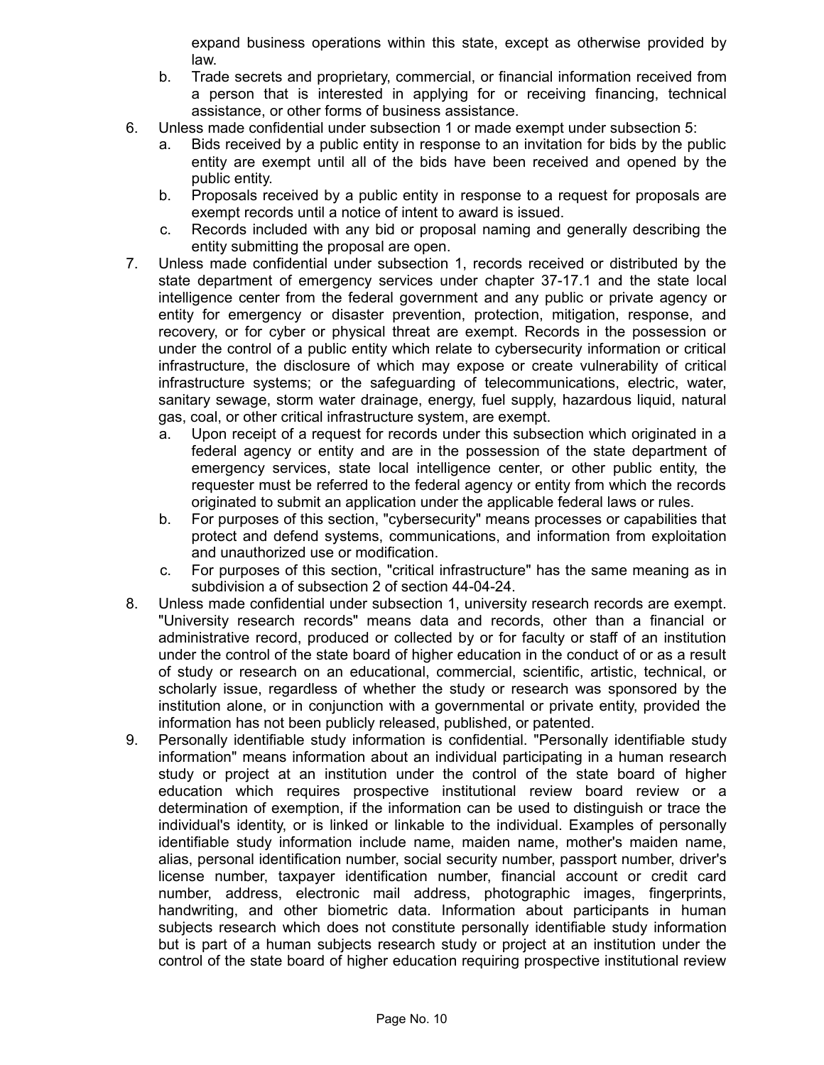expand business operations within this state, except as otherwise provided by law.

   b. Trade secrets and proprietary, commercial, or financial information received from a person that is interested in applying for or receiving financing, technical assistance, or other forms of business assistance.

6. Unless made confidential under subsection 1 or made exempt under subsection 5:
   a. Bids received by a public entity in response to an invitation for bids by the public entity are exempt until all of the bids have been received and opened by the public entity.
   b. Proposals received by a public entity in response to a request for proposals are exempt records until a notice of intent to award is issued.
   c. Records included with any bid or proposal naming and generally describing the entity submitting the proposal are open.

7. Unless made confidential under subsection 1, records received or distributed by the state department of emergency services under chapter 37-17.1 and the state local intelligence center from the federal government and any public or private agency or entity for emergency or disaster prevention, protection, mitigation, response, and recovery, or for cyber or physical threat are exempt. Records in the possession or under the control of a public entity which relate to cybersecurity information or critical infrastructure, the disclosure of which may expose or create vulnerability of critical infrastructure systems; or the safeguarding of telecommunications, electric, water, sanitary sewage, storm water drainage, energy, fuel supply, hazardous liquid, natural gas, coal, or other critical infrastructure system, are exempt.
   a. Upon receipt of a request for records under this subsection which originated in a federal agency or entity and are in the possession of the state department of emergency services, state local intelligence center, or other public entity, the requester must be referred to the federal agency or entity from which the records originated to submit an application under the applicable federal laws or rules.
   b. For purposes of this section, "cybersecurity" means processes or capabilities that protect and defend systems, communications, and information from exploitation and unauthorized use or modification.
   c. For purposes of this section, "critical infrastructure" has the same meaning as in subdivision a of subsection 2 of section 44-04-24.

8. Unless made confidential under subsection 1, university research records are exempt. "University research records" means data and records, other than a financial or administrative record, produced or collected by or for faculty or staff of an institution under the control of the state board of higher education in the conduct of or as a result of study or research on an educational, commercial, scientific, artistic, technical, or scholarly issue, regardless of whether the study or research was sponsored by the institution alone, or in conjunction with a governmental or private entity, provided the information has not been publicly released, published, or patented.

9. Personally identifiable study information is confidential. "Personally identifiable study information" means information about an individual participating in a human research study or project at an institution under the control of the state board of higher education which requires prospective institutional review board review or a determination of exemption, if the information can be used to distinguish or trace the individual's identity, or is linked or linkable to the individual. Examples of personally identifiable study information include name, maiden name, mother's maiden name, alias, personal identification number, social security number, passport number, driver's license number, taxpayer identification number, financial account or credit card number, address, electronic mail address, photographic images, fingerprints, handwriting, and other biometric data. Information about participants in human subjects research which does not constitute personally identifiable study information but is part of a human subjects research study or project at an institution under the control of the state board of higher education requiring prospective institutional review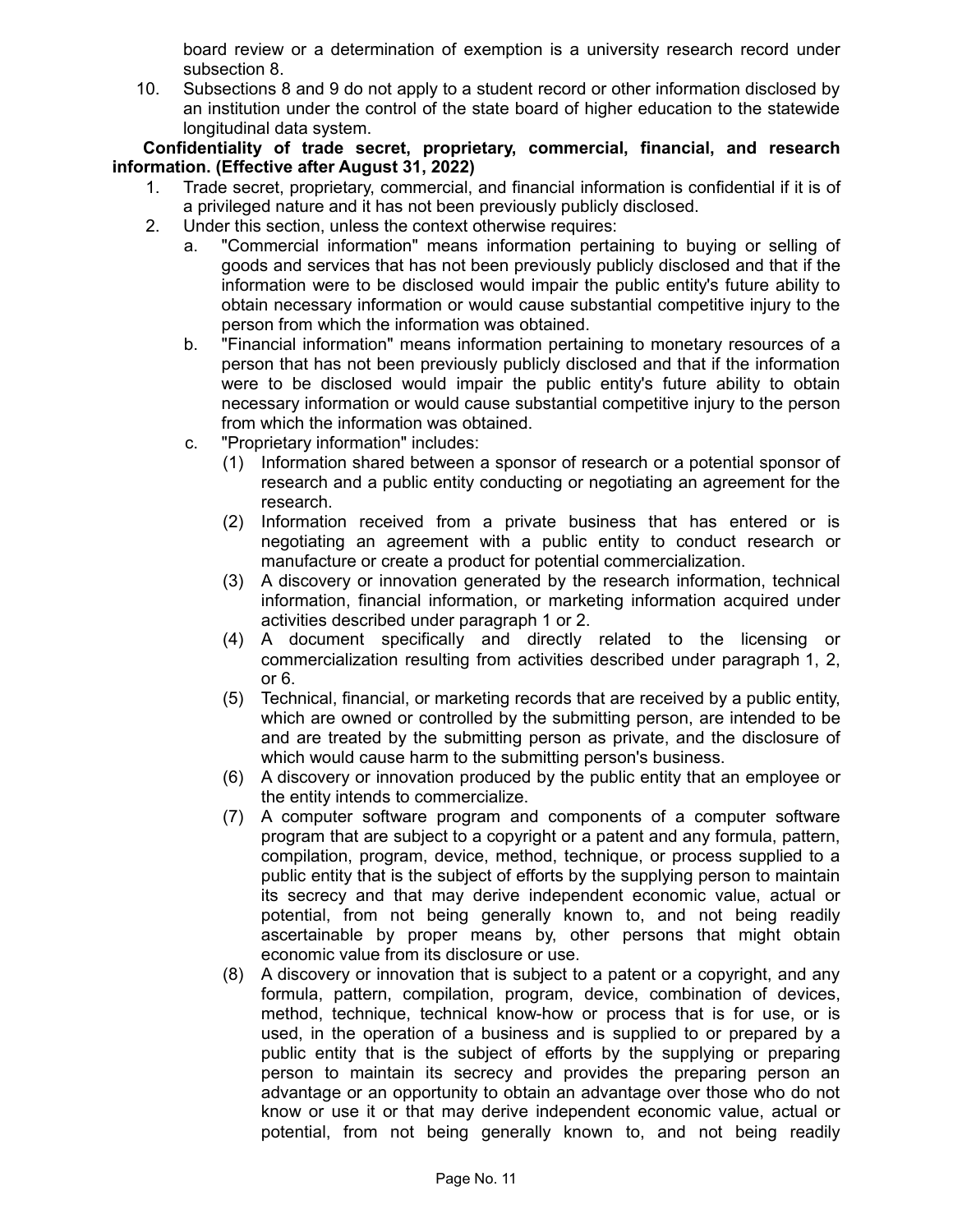board review or a determination of exemption is a university research record under subsection 8.

10. Subsections 8 and 9 do not apply to a student record or other information disclosed by an institution under the control of the state board of higher education to the statewide longitudinal data system.

**Confidentiality of trade secret, proprietary, commercial, financial, and research information. (Effective after August 31, 2022)**

1. Trade secret, proprietary, commercial, and financial information is confidential if it is of a privileged nature and it has not been previously publicly disclosed.
2. Under this section, unless the context otherwise requires:
   a. "Commercial information" means information pertaining to buying or selling of goods and services that has not been previously publicly disclosed and that if the information were to be disclosed would impair the public entity's future ability to obtain necessary information or would cause substantial competitive injury to the person from which the information was obtained.
   b. "Financial information" means information pertaining to monetary resources of a person that has not been previously publicly disclosed and that if the information were to be disclosed would impair the public entity's future ability to obtain necessary information or would cause substantial competitive injury to the person from which the information was obtained.
   c. "Proprietary information" includes:
      (1) Information shared between a sponsor of research or a potential sponsor of research and a public entity conducting or negotiating an agreement for the research.
      (2) Information received from a private business that has entered or is negotiating an agreement with a public entity to conduct research or manufacture or create a product for potential commercialization.
      (3) A discovery or innovation generated by the research information, technical information, financial information, or marketing information acquired under activities described under paragraph 1 or 2.
      (4) A document specifically and directly related to the licensing or commercialization resulting from activities described under paragraph 1, 2, or 6.
      (5) Technical, financial, or marketing records that are received by a public entity, which are owned or controlled by the submitting person, are intended to be and are treated by the submitting person as private, and the disclosure of which would cause harm to the submitting person's business.
      (6) A discovery or innovation produced by the public entity that an employee or the entity intends to commercialize.
      (7) A computer software program and components of a computer software program that are subject to a copyright or a patent and any formula, pattern, compilation, program, device, method, technique, or process supplied to a public entity that is the subject of efforts by the supplying person to maintain its secrecy and that may derive independent economic value, actual or potential, from not being generally known to, and not being readily ascertainable by proper means by, other persons that might obtain economic value from its disclosure or use.
      (8) A discovery or innovation that is subject to a patent or a copyright, and any formula, pattern, compilation, program, device, combination of devices, method, technique, technical know-how or process that is for use, or is used, in the operation of a business and is supplied to or prepared by a public entity that is the subject of efforts by the supplying or preparing person to maintain its secrecy and provides the preparing person an advantage or an opportunity to obtain an advantage over those who do not know or use it or that may derive independent economic value, actual or potential, from not being generally known to, and not being readily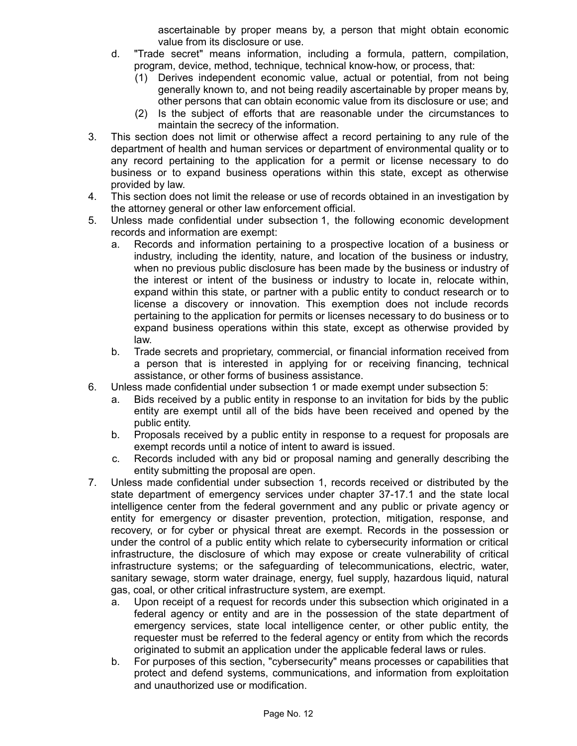ascertainable by proper means by, a person that might obtain economic value from its disclosure or use.

d. "Trade secret" means information, including a formula, pattern, compilation, program, device, method, technique, technical know-how, or process, that:
   (1) Derives independent economic value, actual or potential, from not being generally known to, and not being readily ascertainable by proper means by, other persons that can obtain economic value from its disclosure or use; and
   (2) Is the subject of efforts that are reasonable under the circumstances to maintain the secrecy of the information.

3. This section does not limit or otherwise affect a record pertaining to any rule of the department of health and human services or department of environmental quality or to any record pertaining to the application for a permit or license necessary to do business or to expand business operations within this state, except as otherwise provided by law.

4. This section does not limit the release or use of records obtained in an investigation by the attorney general or other law enforcement official.

5. Unless made confidential under subsection 1, the following economic development records and information are exempt:
   a. Records and information pertaining to a prospective location of a business or industry, including the identity, nature, and location of the business or industry, when no previous public disclosure has been made by the business or industry of the interest or intent of the business or industry to locate in, relocate within, expand within this state, or partner with a public entity to conduct research or to license a discovery or innovation. This exemption does not include records pertaining to the application for permits or licenses necessary to do business or to expand business operations within this state, except as otherwise provided by law.
   b. Trade secrets and proprietary, commercial, or financial information received from a person that is interested in applying for or receiving financing, technical assistance, or other forms of business assistance.

6. Unless made confidential under subsection 1 or made exempt under subsection 5:
   a. Bids received by a public entity in response to an invitation for bids by the public entity are exempt until all of the bids have been received and opened by the public entity.
   b. Proposals received by a public entity in response to a request for proposals are exempt records until a notice of intent to award is issued.
   c. Records included with any bid or proposal naming and generally describing the entity submitting the proposal are open.

7. Unless made confidential under subsection 1, records received or distributed by the state department of emergency services under chapter 37-17.1 and the state local intelligence center from the federal government and any public or private agency or entity for emergency or disaster prevention, protection, mitigation, response, and recovery, or for cyber or physical threat are exempt. Records in the possession or under the control of a public entity which relate to cybersecurity information or critical infrastructure, the disclosure of which may expose or create vulnerability of critical infrastructure systems; or the safeguarding of telecommunications, electric, water, sanitary sewage, storm water drainage, energy, fuel supply, hazardous liquid, natural gas, coal, or other critical infrastructure system, are exempt.
   a. Upon receipt of a request for records under this subsection which originated in a federal agency or entity and are in the possession of the state department of emergency services, state local intelligence center, or other public entity, the requester must be referred to the federal agency or entity from which the records originated to submit an application under the applicable federal laws or rules.
   b. For purposes of this section, "cybersecurity" means processes or capabilities that protect and defend systems, communications, and information from exploitation and unauthorized use or modification.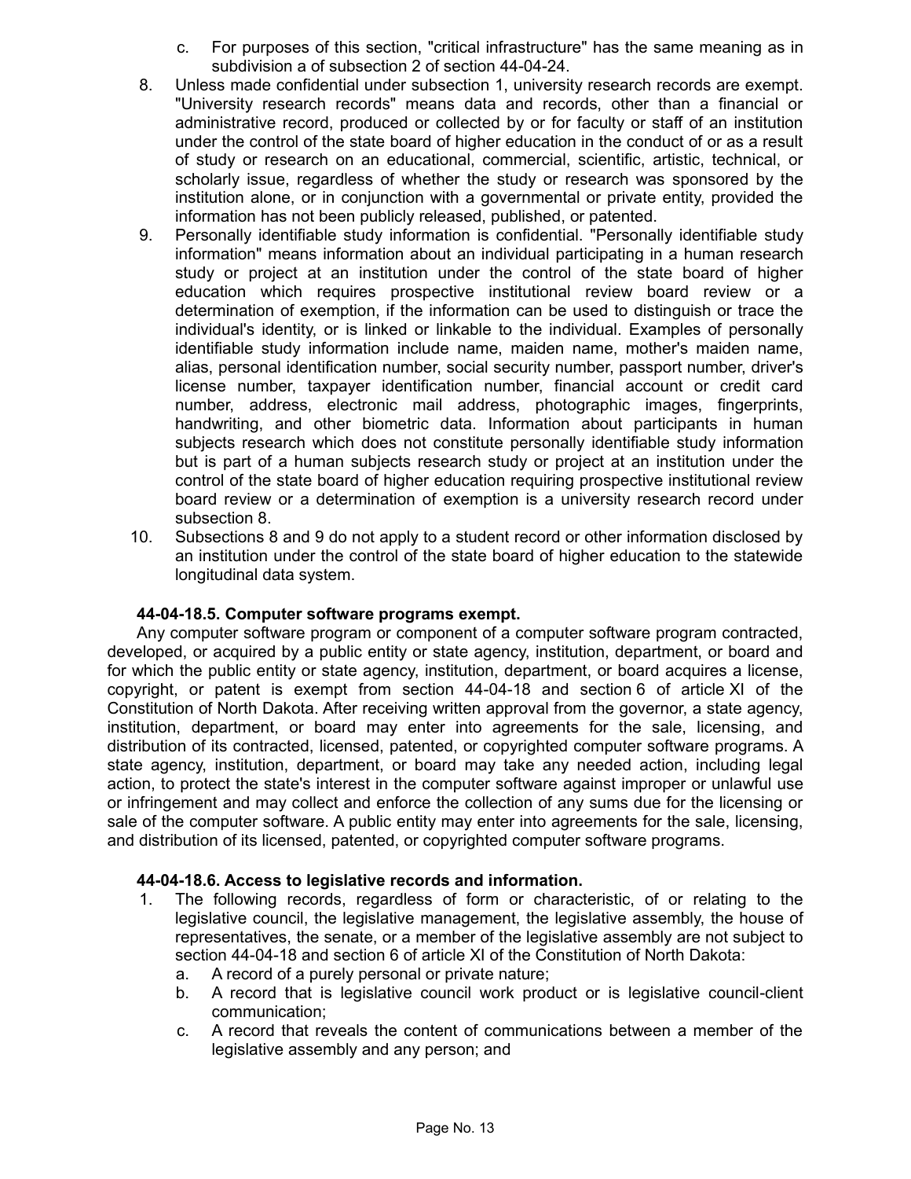c. For purposes of this section, "critical infrastructure" has the same meaning as in subdivision a of subsection 2 of section 44-04-24.

8. Unless made confidential under subsection 1, university research records are exempt. "University research records" means data and records, other than a financial or administrative record, produced or collected by or for faculty or staff of an institution under the control of the state board of higher education in the conduct of or as a result of study or research on an educational, commercial, scientific, artistic, technical, or scholarly issue, regardless of whether the study or research was sponsored by the institution alone, or in conjunction with a governmental or private entity, provided the information has not been publicly released, published, or patented.

9. Personally identifiable study information is confidential. "Personally identifiable study information" means information about an individual participating in a human research study or project at an institution under the control of the state board of higher education which requires prospective institutional review board review or a determination of exemption, if the information can be used to distinguish or trace the individual's identity, or is linked or linkable to the individual. Examples of personally identifiable study information include name, maiden name, mother's maiden name, alias, personal identification number, social security number, passport number, driver's license number, taxpayer identification number, financial account or credit card number, address, electronic mail address, photographic images, fingerprints, handwriting, and other biometric data. Information about participants in human subjects research which does not constitute personally identifiable study information but is part of a human subjects research study or project at an institution under the control of the state board of higher education requiring prospective institutional review board review or a determination of exemption is a university research record under subsection 8.

10. Subsections 8 and 9 do not apply to a student record or other information disclosed by an institution under the control of the state board of higher education to the statewide longitudinal data system.

**44-04-18.5. Computer software programs exempt.**

Any computer software program or component of a computer software program contracted, developed, or acquired by a public entity or state agency, institution, department, or board and for which the public entity or state agency, institution, department, or board acquires a license, copyright, or patent is exempt from section 44-04-18 and section 6 of article XI of the Constitution of North Dakota. After receiving written approval from the governor, a state agency, institution, department, or board may enter into agreements for the sale, licensing, and distribution of its contracted, licensed, patented, or copyrighted computer software programs. A state agency, institution, department, or board may take any needed action, including legal action, to protect the state's interest in the computer software against improper or unlawful use or infringement and may collect and enforce the collection of any sums due for the licensing or sale of the computer software. A public entity may enter into agreements for the sale, licensing, and distribution of its licensed, patented, or copyrighted computer software programs.

**44-04-18.6. Access to legislative records and information.**

1. The following records, regardless of form or characteristic, of or relating to the legislative council, the legislative management, the legislative assembly, the house of representatives, the senate, or a member of the legislative assembly are not subject to section 44-04-18 and section 6 of article XI of the Constitution of North Dakota:
   a. A record of a purely personal or private nature;
   b. A record that is legislative council work product or is legislative council-client communication;
   c. A record that reveals the content of communications between a member of the legislative assembly and any person; and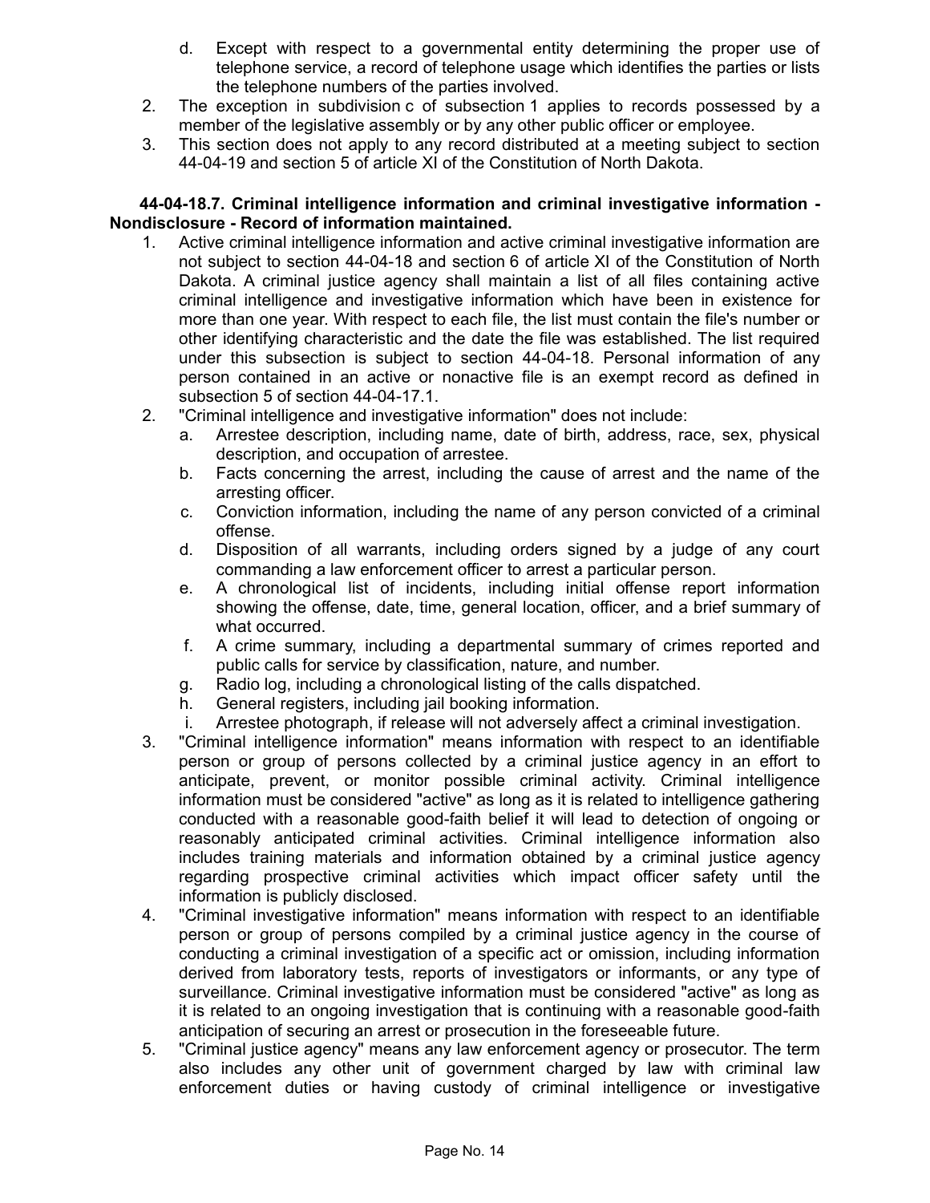d. Except with respect to a governmental entity determining the proper use of telephone service, a record of telephone usage which identifies the parties or lists the telephone numbers of the parties involved.

2. The exception in subdivision c of subsection 1 applies to records possessed by a member of the legislative assembly or by any other public officer or employee.
3. This section does not apply to any record distributed at a meeting subject to section 44-04-19 and section 5 of article XI of the Constitution of North Dakota.

**44-04-18.7. Criminal intelligence information and criminal investigative information - Nondisclosure - Record of information maintained.**

1. Active criminal intelligence information and active criminal investigative information are not subject to section 44-04-18 and section 6 of article XI of the Constitution of North Dakota. A criminal justice agency shall maintain a list of all files containing active criminal intelligence and investigative information which have been in existence for more than one year. With respect to each file, the list must contain the file's number or other identifying characteristic and the date the file was established. The list required under this subsection is subject to section 44-04-18. Personal information of any person contained in an active or nonactive file is an exempt record as defined in subsection 5 of section 44-04-17.1.
2. "Criminal intelligence and investigative information" does not include:
   a. Arrestee description, including name, date of birth, address, race, sex, physical description, and occupation of arrestee.
   b. Facts concerning the arrest, including the cause of arrest and the name of the arresting officer.
   c. Conviction information, including the name of any person convicted of a criminal offense.
   d. Disposition of all warrants, including orders signed by a judge of any court commanding a law enforcement officer to arrest a particular person.
   e. A chronological list of incidents, including initial offense report information showing the offense, date, time, general location, officer, and a brief summary of what occurred.
   f. A crime summary, including a departmental summary of crimes reported and public calls for service by classification, nature, and number.
   g. Radio log, including a chronological listing of the calls dispatched.
   h. General registers, including jail booking information.
   i. Arrestee photograph, if release will not adversely affect a criminal investigation.
3. "Criminal intelligence information" means information with respect to an identifiable person or group of persons collected by a criminal justice agency in an effort to anticipate, prevent, or monitor possible criminal activity. Criminal intelligence information must be considered "active" as long as it is related to intelligence gathering conducted with a reasonable good-faith belief it will lead to detection of ongoing or reasonably anticipated criminal activities. Criminal intelligence information also includes training materials and information obtained by a criminal justice agency regarding prospective criminal activities which impact officer safety until the information is publicly disclosed.
4. "Criminal investigative information" means information with respect to an identifiable person or group of persons compiled by a criminal justice agency in the course of conducting a criminal investigation of a specific act or omission, including information derived from laboratory tests, reports of investigators or informants, or any type of surveillance. Criminal investigative information must be considered "active" as long as it is related to an ongoing investigation that is continuing with a reasonable good-faith anticipation of securing an arrest or prosecution in the foreseeable future.
5. "Criminal justice agency" means any law enforcement agency or prosecutor. The term also includes any other unit of government charged by law with criminal law enforcement duties or having custody of criminal intelligence or investigative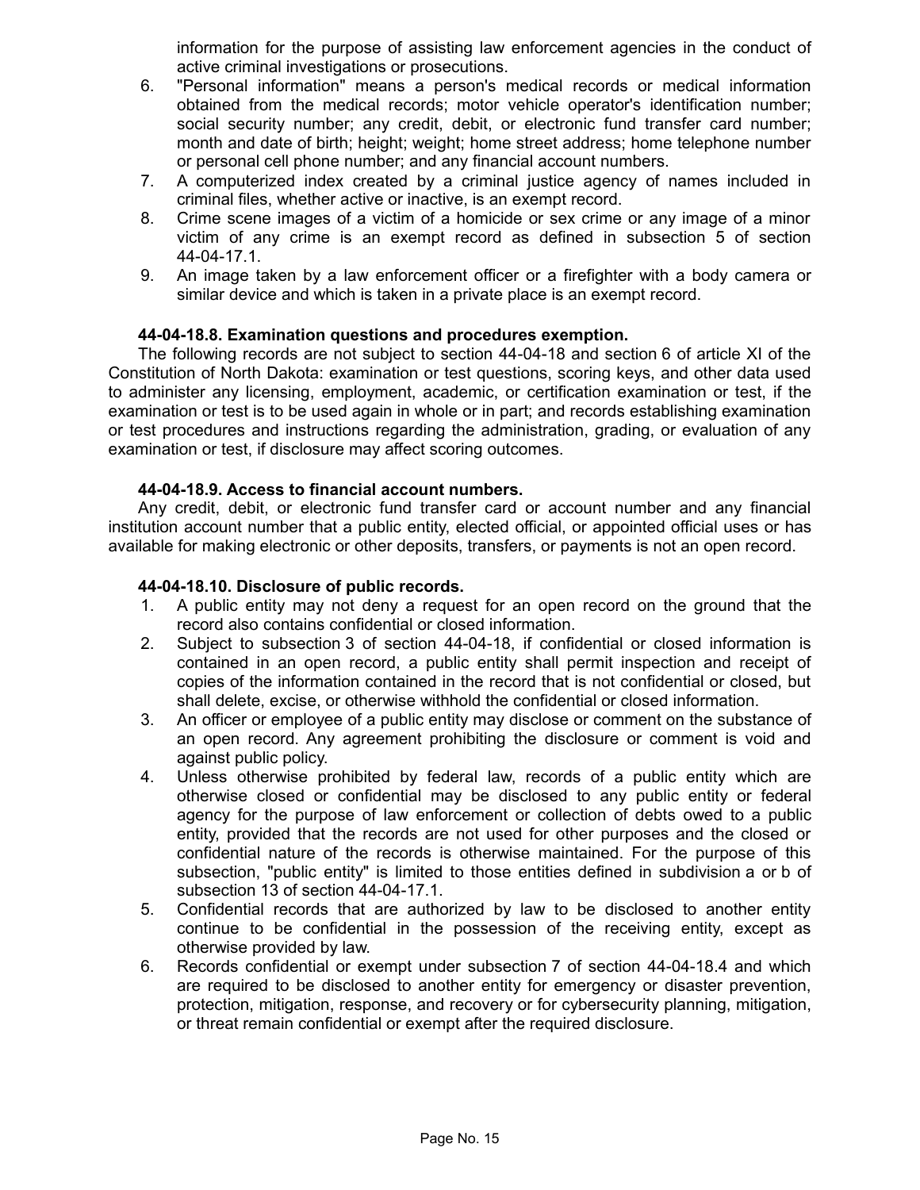information for the purpose of assisting law enforcement agencies in the conduct of active criminal investigations or prosecutions.

6. "Personal information" means a person's medical records or medical information obtained from the medical records; motor vehicle operator's identification number; social security number; any credit, debit, or electronic fund transfer card number; month and date of birth; height; weight; home street address; home telephone number or personal cell phone number; and any financial account numbers.
7. A computerized index created by a criminal justice agency of names included in criminal files, whether active or inactive, is an exempt record.
8. Crime scene images of a victim of a homicide or sex crime or any image of a minor victim of any crime is an exempt record as defined in subsection 5 of section 44-04-17.1.
9. An image taken by a law enforcement officer or a firefighter with a body camera or similar device and which is taken in a private place is an exempt record.

**44-04-18.8. Examination questions and procedures exemption.**

The following records are not subject to section 44-04-18 and section 6 of article XI of the Constitution of North Dakota: examination or test questions, scoring keys, and other data used to administer any licensing, employment, academic, or certification examination or test, if the examination or test is to be used again in whole or in part; and records establishing examination or test procedures and instructions regarding the administration, grading, or evaluation of any examination or test, if disclosure may affect scoring outcomes.

**44-04-18.9. Access to financial account numbers.**

Any credit, debit, or electronic fund transfer card or account number and any financial institution account number that a public entity, elected official, or appointed official uses or has available for making electronic or other deposits, transfers, or payments is not an open record.

**44-04-18.10. Disclosure of public records.**

1. A public entity may not deny a request for an open record on the ground that the record also contains confidential or closed information.
2. Subject to subsection 3 of section 44-04-18, if confidential or closed information is contained in an open record, a public entity shall permit inspection and receipt of copies of the information contained in the record that is not confidential or closed, but shall delete, excise, or otherwise withhold the confidential or closed information.
3. An officer or employee of a public entity may disclose or comment on the substance of an open record. Any agreement prohibiting the disclosure or comment is void and against public policy.
4. Unless otherwise prohibited by federal law, records of a public entity which are otherwise closed or confidential may be disclosed to any public entity or federal agency for the purpose of law enforcement or collection of debts owed to a public entity, provided that the records are not used for other purposes and the closed or confidential nature of the records is otherwise maintained. For the purpose of this subsection, "public entity" is limited to those entities defined in subdivision a or b of subsection 13 of section 44-04-17.1.
5. Confidential records that are authorized by law to be disclosed to another entity continue to be confidential in the possession of the receiving entity, except as otherwise provided by law.
6. Records confidential or exempt under subsection 7 of section 44-04-18.4 and which are required to be disclosed to another entity for emergency or disaster prevention, protection, mitigation, response, and recovery or for cybersecurity planning, mitigation, or threat remain confidential or exempt after the required disclosure.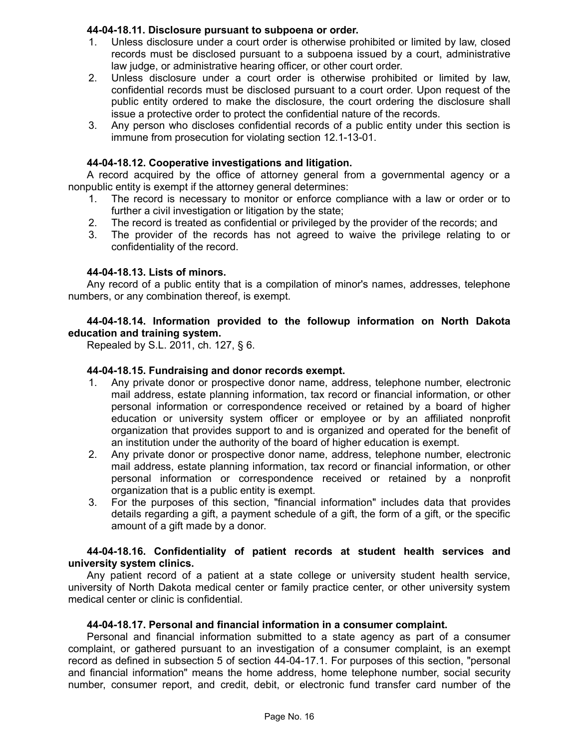**44-04-18.11. Disclosure pursuant to subpoena or order.**

1. Unless disclosure under a court order is otherwise prohibited or limited by law, closed records must be disclosed pursuant to a subpoena issued by a court, administrative law judge, or administrative hearing officer, or other court order.
2. Unless disclosure under a court order is otherwise prohibited or limited by law, confidential records must be disclosed pursuant to a court order. Upon request of the public entity ordered to make the disclosure, the court ordering the disclosure shall issue a protective order to protect the confidential nature of the records.
3. Any person who discloses confidential records of a public entity under this section is immune from prosecution for violating section 12.1-13-01.

**44-04-18.12. Cooperative investigations and litigation.**

A record acquired by the office of attorney general from a governmental agency or a nonpublic entity is exempt if the attorney general determines:

1. The record is necessary to monitor or enforce compliance with a law or order or to further a civil investigation or litigation by the state;
2. The record is treated as confidential or privileged by the provider of the records; and
3. The provider of the records has not agreed to waive the privilege relating to or confidentiality of the record.

**44-04-18.13. Lists of minors.**

Any record of a public entity that is a compilation of minor's names, addresses, telephone numbers, or any combination thereof, is exempt.

**44-04-18.14. Information provided to the followup information on North Dakota education and training system.**

Repealed by S.L. 2011, ch. 127, § 6.

**44-04-18.15. Fundraising and donor records exempt.**

1. Any private donor or prospective donor name, address, telephone number, electronic mail address, estate planning information, tax record or financial information, or other personal information or correspondence received or retained by a board of higher education or university system officer or employee or by an affiliated nonprofit organization that provides support to and is organized and operated for the benefit of an institution under the authority of the board of higher education is exempt.
2. Any private donor or prospective donor name, address, telephone number, electronic mail address, estate planning information, tax record or financial information, or other personal information or correspondence received or retained by a nonprofit organization that is a public entity is exempt.
3. For the purposes of this section, "financial information" includes data that provides details regarding a gift, a payment schedule of a gift, the form of a gift, or the specific amount of a gift made by a donor.

**44-04-18.16. Confidentiality of patient records at student health services and university system clinics.**

Any patient record of a patient at a state college or university student health service, university of North Dakota medical center or family practice center, or other university system medical center or clinic is confidential.

**44-04-18.17. Personal and financial information in a consumer complaint.**

Personal and financial information submitted to a state agency as part of a consumer complaint, or gathered pursuant to an investigation of a consumer complaint, is an exempt record as defined in subsection 5 of section 44-04-17.1. For purposes of this section, "personal and financial information" means the home address, home telephone number, social security number, consumer report, and credit, debit, or electronic fund transfer card number of the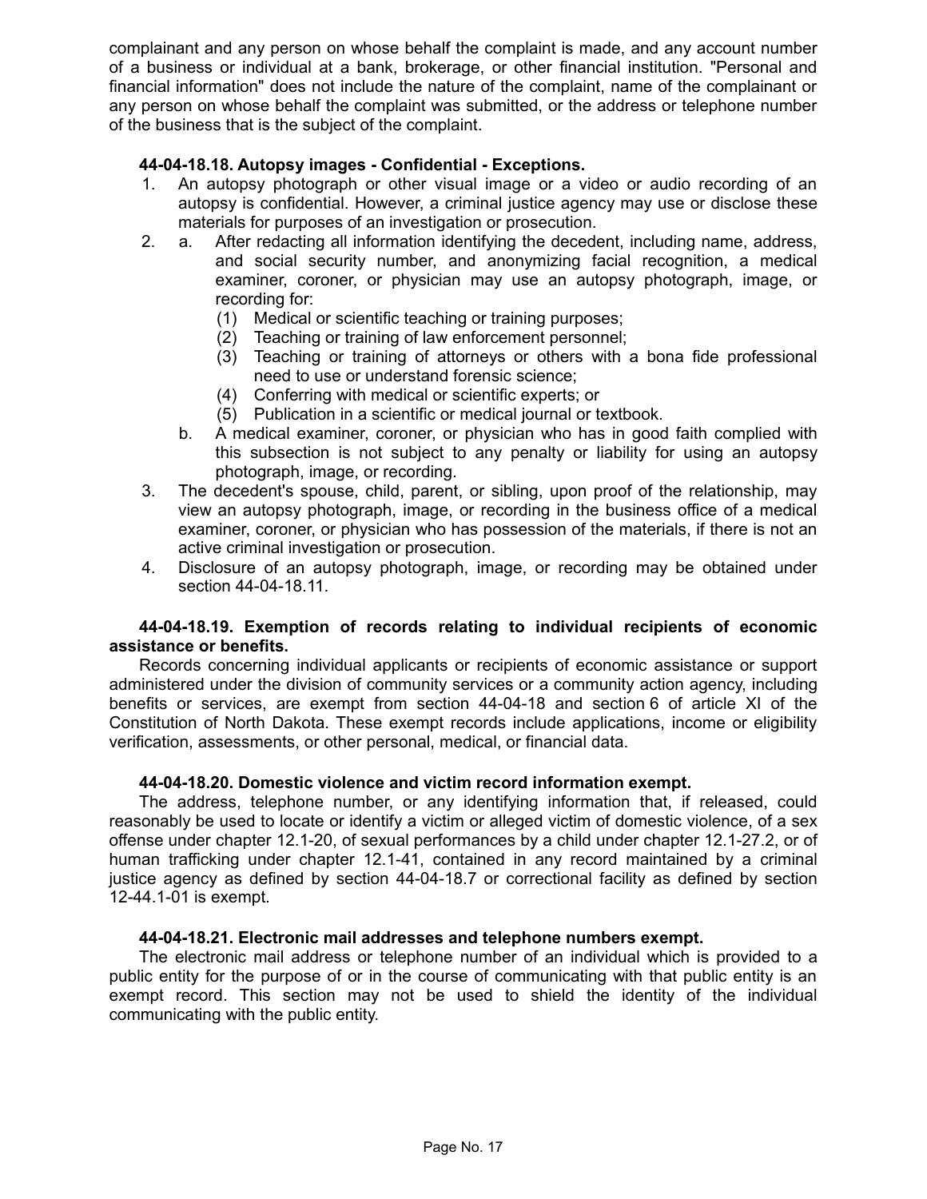complainant and any person on whose behalf the complaint is made, and any account number of a business or individual at a bank, brokerage, or other financial institution. "Personal and financial information" does not include the nature of the complaint, name of the complainant or any person on whose behalf the complaint was submitted, or the address or telephone number of the business that is the subject of the complaint.

**44-04-18.18. Autopsy images - Confidential - Exceptions.**

1. An autopsy photograph or other visual image or a video or audio recording of an autopsy is confidential. However, a criminal justice agency may use or disclose these materials for purposes of an investigation or prosecution.
2. a. After redacting all information identifying the decedent, including name, address, and social security number, and anonymizing facial recognition, a medical examiner, coroner, or physician may use an autopsy photograph, image, or recording for:
      (1) Medical or scientific teaching or training purposes;
      (2) Teaching or training of law enforcement personnel;
      (3) Teaching or training of attorneys or others with a bona fide professional need to use or understand forensic science;
      (4) Conferring with medical or scientific experts; or
      (5) Publication in a scientific or medical journal or textbook.

   b. A medical examiner, coroner, or physician who has in good faith complied with this subsection is not subject to any penalty or liability for using an autopsy photograph, image, or recording.
3. The decedent's spouse, child, parent, or sibling, upon proof of the relationship, may view an autopsy photograph, image, or recording in the business office of a medical examiner, coroner, or physician who has possession of the materials, if there is not an active criminal investigation or prosecution.
4. Disclosure of an autopsy photograph, image, or recording may be obtained under section 44-04-18.11.

**44-04-18.19. Exemption of records relating to individual recipients of economic assistance or benefits.**

Records concerning individual applicants or recipients of economic assistance or support administered under the division of community services or a community action agency, including benefits or services, are exempt from section 44-04-18 and section 6 of article XI of the Constitution of North Dakota. These exempt records include applications, income or eligibility verification, assessments, or other personal, medical, or financial data.

**44-04-18.20. Domestic violence and victim record information exempt.**

The address, telephone number, or any identifying information that, if released, could reasonably be used to locate or identify a victim or alleged victim of domestic violence, of a sex offense under chapter 12.1-20, of sexual performances by a child under chapter 12.1-27.2, or of human trafficking under chapter 12.1-41, contained in any record maintained by a criminal justice agency as defined by section 44-04-18.7 or correctional facility as defined by section 12-44.1-01 is exempt.

**44-04-18.21. Electronic mail addresses and telephone numbers exempt.**

The electronic mail address or telephone number of an individual which is provided to a public entity for the purpose of or in the course of communicating with that public entity is an exempt record. This section may not be used to shield the identity of the individual communicating with the public entity.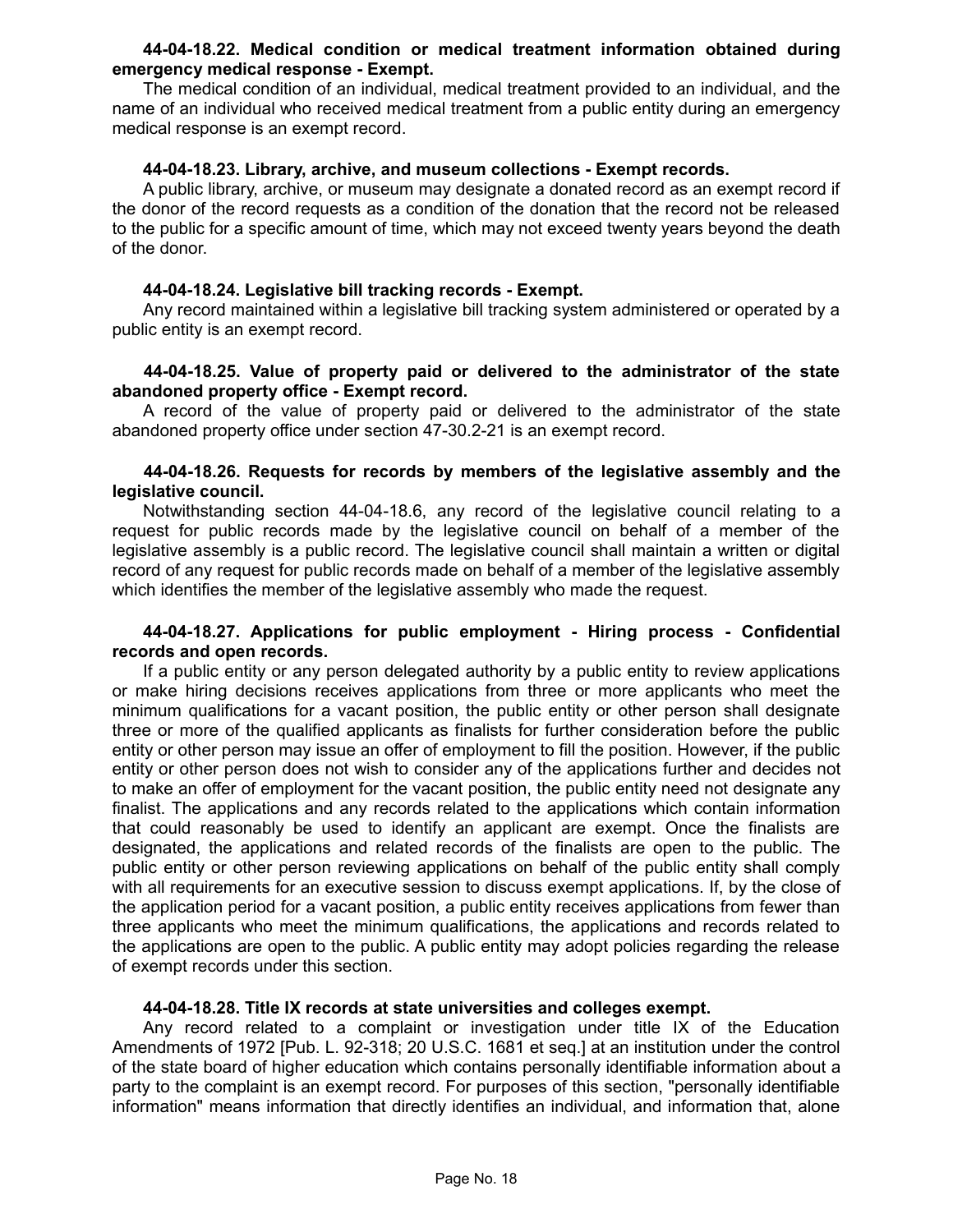**44-04-18.22. Medical condition or medical treatment information obtained during emergency medical response - Exempt.**

The medical condition of an individual, medical treatment provided to an individual, and the name of an individual who received medical treatment from a public entity during an emergency medical response is an exempt record.

**44-04-18.23. Library, archive, and museum collections - Exempt records.**

A public library, archive, or museum may designate a donated record as an exempt record if the donor of the record requests as a condition of the donation that the record not be released to the public for a specific amount of time, which may not exceed twenty years beyond the death of the donor.

**44-04-18.24. Legislative bill tracking records - Exempt.**

Any record maintained within a legislative bill tracking system administered or operated by a public entity is an exempt record.

**44-04-18.25. Value of property paid or delivered to the administrator of the state abandoned property office - Exempt record.**

A record of the value of property paid or delivered to the administrator of the state abandoned property office under section 47-30.2-21 is an exempt record.

**44-04-18.26. Requests for records by members of the legislative assembly and the legislative council.**

Notwithstanding section 44-04-18.6, any record of the legislative council relating to a request for public records made by the legislative council on behalf of a member of the legislative assembly is a public record. The legislative council shall maintain a written or digital record of any request for public records made on behalf of a member of the legislative assembly which identifies the member of the legislative assembly who made the request.

**44-04-18.27. Applications for public employment - Hiring process - Confidential records and open records.**

If a public entity or any person delegated authority by a public entity to review applications or make hiring decisions receives applications from three or more applicants who meet the minimum qualifications for a vacant position, the public entity or other person shall designate three or more of the qualified applicants as finalists for further consideration before the public entity or other person may issue an offer of employment to fill the position. However, if the public entity or other person does not wish to consider any of the applications further and decides not to make an offer of employment for the vacant position, the public entity need not designate any finalist. The applications and any records related to the applications which contain information that could reasonably be used to identify an applicant are exempt. Once the finalists are designated, the applications and related records of the finalists are open to the public. The public entity or other person reviewing applications on behalf of the public entity shall comply with all requirements for an executive session to discuss exempt applications. If, by the close of the application period for a vacant position, a public entity receives applications from fewer than three applicants who meet the minimum qualifications, the applications and records related to the applications are open to the public. A public entity may adopt policies regarding the release of exempt records under this section.

**44-04-18.28. Title IX records at state universities and colleges exempt.**

Any record related to a complaint or investigation under title IX of the Education Amendments of 1972 [Pub. L. 92-318; 20 U.S.C. 1681 et seq.] at an institution under the control of the state board of higher education which contains personally identifiable information about a party to the complaint is an exempt record. For purposes of this section, "personally identifiable information" means information that directly identifies an individual, and information that, alone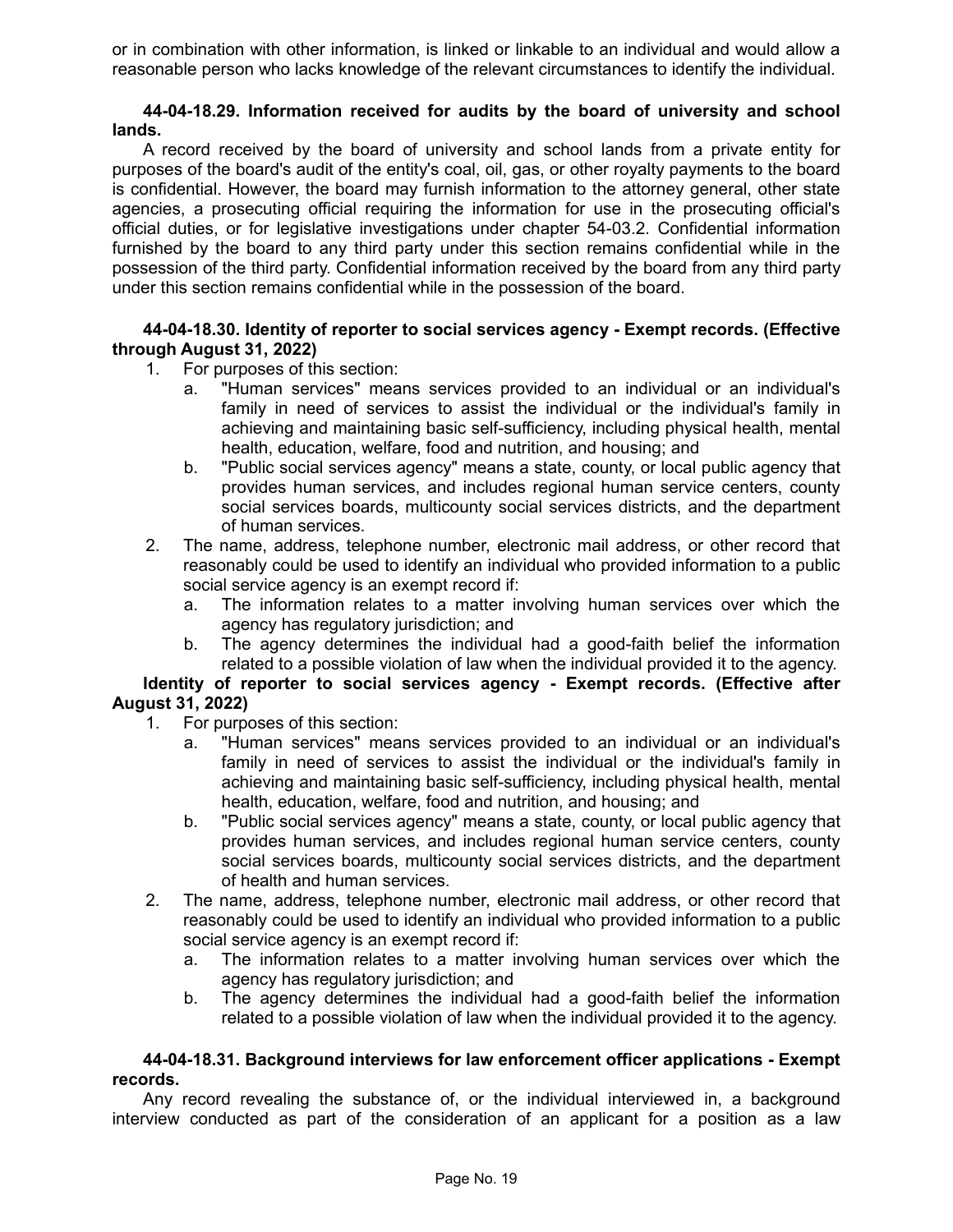or in combination with other information, is linked or linkable to an individual and would allow a reasonable person who lacks knowledge of the relevant circumstances to identify the individual.

**44-04-18.29. Information received for audits by the board of university and school lands.**

A record received by the board of university and school lands from a private entity for purposes of the board's audit of the entity's coal, oil, gas, or other royalty payments to the board is confidential. However, the board may furnish information to the attorney general, other state agencies, a prosecuting official requiring the information for use in the prosecuting official's official duties, or for legislative investigations under chapter 54-03.2. Confidential information furnished by the board to any third party under this section remains confidential while in the possession of the third party. Confidential information received by the board from any third party under this section remains confidential while in the possession of the board.

**44-04-18.30. Identity of reporter to social services agency - Exempt records. (Effective through August 31, 2022)**

1. For purposes of this section:
   a. "Human services" means services provided to an individual or an individual's family in need of services to assist the individual or the individual's family in achieving and maintaining basic self-sufficiency, including physical health, mental health, education, welfare, food and nutrition, and housing; and
   b. "Public social services agency" means a state, county, or local public agency that provides human services, and includes regional human service centers, county social services boards, multicounty social services districts, and the department of human services.
2. The name, address, telephone number, electronic mail address, or other record that reasonably could be used to identify an individual who provided information to a public social service agency is an exempt record if:
   a. The information relates to a matter involving human services over which the agency has regulatory jurisdiction; and
   b. The agency determines the individual had a good-faith belief the information related to a possible violation of law when the individual provided it to the agency.

**Identity of reporter to social services agency - Exempt records. (Effective after August 31, 2022)**

1. For purposes of this section:
   a. "Human services" means services provided to an individual or an individual's family in need of services to assist the individual or the individual's family in achieving and maintaining basic self-sufficiency, including physical health, mental health, education, welfare, food and nutrition, and housing; and
   b. "Public social services agency" means a state, county, or local public agency that provides human services, and includes regional human service centers, county social services boards, multicounty social services districts, and the department of health and human services.
2. The name, address, telephone number, electronic mail address, or other record that reasonably could be used to identify an individual who provided information to a public social service agency is an exempt record if:
   a. The information relates to a matter involving human services over which the agency has regulatory jurisdiction; and
   b. The agency determines the individual had a good-faith belief the information related to a possible violation of law when the individual provided it to the agency.

**44-04-18.31. Background interviews for law enforcement officer applications - Exempt records.**

Any record revealing the substance of, or the individual interviewed in, a background interview conducted as part of the consideration of an applicant for a position as a law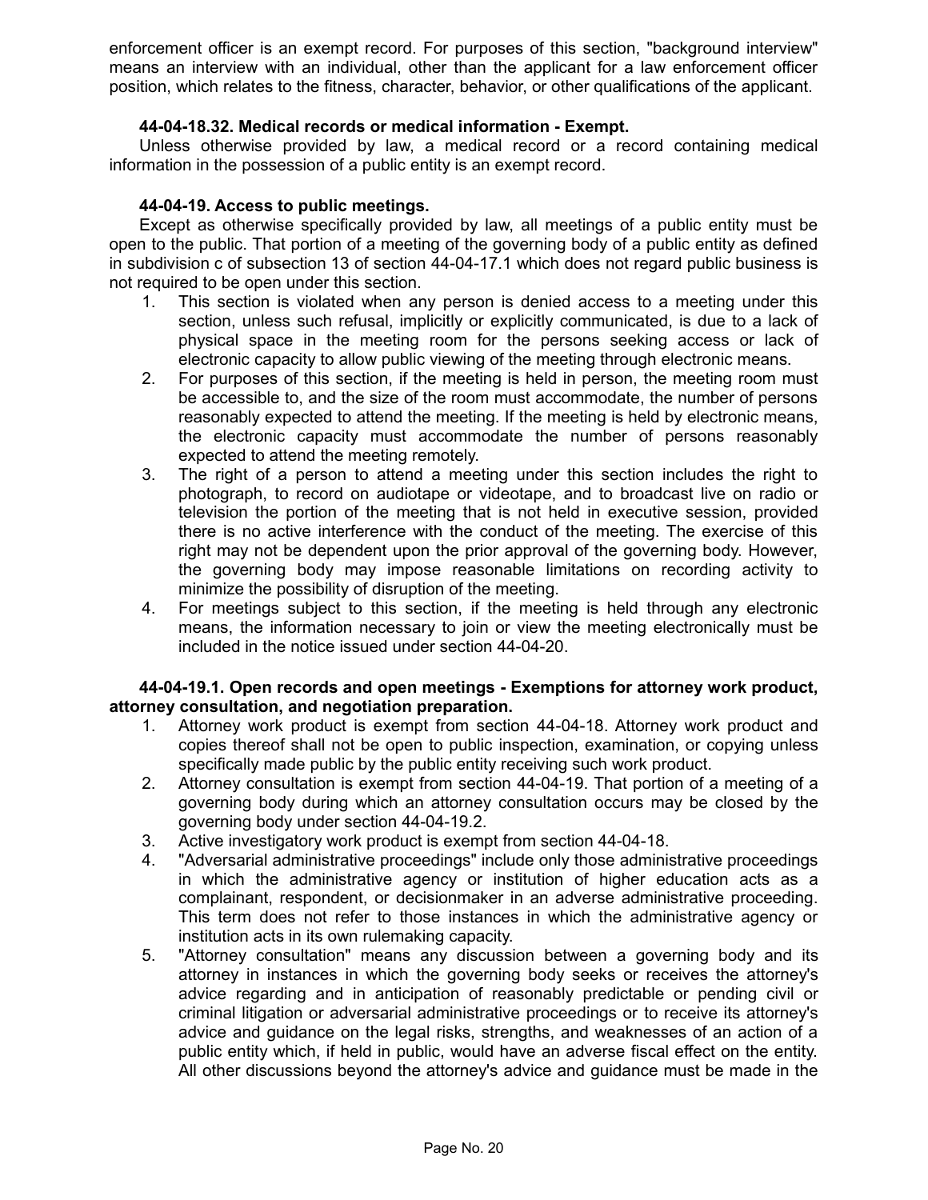enforcement officer is an exempt record. For purposes of this section, "background interview" means an interview with an individual, other than the applicant for a law enforcement officer position, which relates to the fitness, character, behavior, or other qualifications of the applicant.

**44-04-18.32. Medical records or medical information - Exempt.**

Unless otherwise provided by law, a medical record or a record containing medical information in the possession of a public entity is an exempt record.

**44-04-19. Access to public meetings.**

Except as otherwise specifically provided by law, all meetings of a public entity must be open to the public. That portion of a meeting of the governing body of a public entity as defined in subdivision c of subsection 13 of section 44-04-17.1 which does not regard public business is not required to be open under this section.

1. This section is violated when any person is denied access to a meeting under this section, unless such refusal, implicitly or explicitly communicated, is due to a lack of physical space in the meeting room for the persons seeking access or lack of electronic capacity to allow public viewing of the meeting through electronic means.
2. For purposes of this section, if the meeting is held in person, the meeting room must be accessible to, and the size of the room must accommodate, the number of persons reasonably expected to attend the meeting. If the meeting is held by electronic means, the electronic capacity must accommodate the number of persons reasonably expected to attend the meeting remotely.
3. The right of a person to attend a meeting under this section includes the right to photograph, to record on audiotape or videotape, and to broadcast live on radio or television the portion of the meeting that is not held in executive session, provided there is no active interference with the conduct of the meeting. The exercise of this right may not be dependent upon the prior approval of the governing body. However, the governing body may impose reasonable limitations on recording activity to minimize the possibility of disruption of the meeting.
4. For meetings subject to this section, if the meeting is held through any electronic means, the information necessary to join or view the meeting electronically must be included in the notice issued under section 44-04-20.

**44-04-19.1. Open records and open meetings - Exemptions for attorney work product, attorney consultation, and negotiation preparation.**

1. Attorney work product is exempt from section 44-04-18. Attorney work product and copies thereof shall not be open to public inspection, examination, or copying unless specifically made public by the public entity receiving such work product.
2. Attorney consultation is exempt from section 44-04-19. That portion of a meeting of a governing body during which an attorney consultation occurs may be closed by the governing body under section 44-04-19.2.
3. Active investigatory work product is exempt from section 44-04-18.
4. "Adversarial administrative proceedings" include only those administrative proceedings in which the administrative agency or institution of higher education acts as a complainant, respondent, or decisionmaker in an adverse administrative proceeding. This term does not refer to those instances in which the administrative agency or institution acts in its own rulemaking capacity.
5. "Attorney consultation" means any discussion between a governing body and its attorney in instances in which the governing body seeks or receives the attorney's advice regarding and in anticipation of reasonably predictable or pending civil or criminal litigation or adversarial administrative proceedings or to receive its attorney's advice and guidance on the legal risks, strengths, and weaknesses of an action of a public entity which, if held in public, would have an adverse fiscal effect on the entity. All other discussions beyond the attorney's advice and guidance must be made in the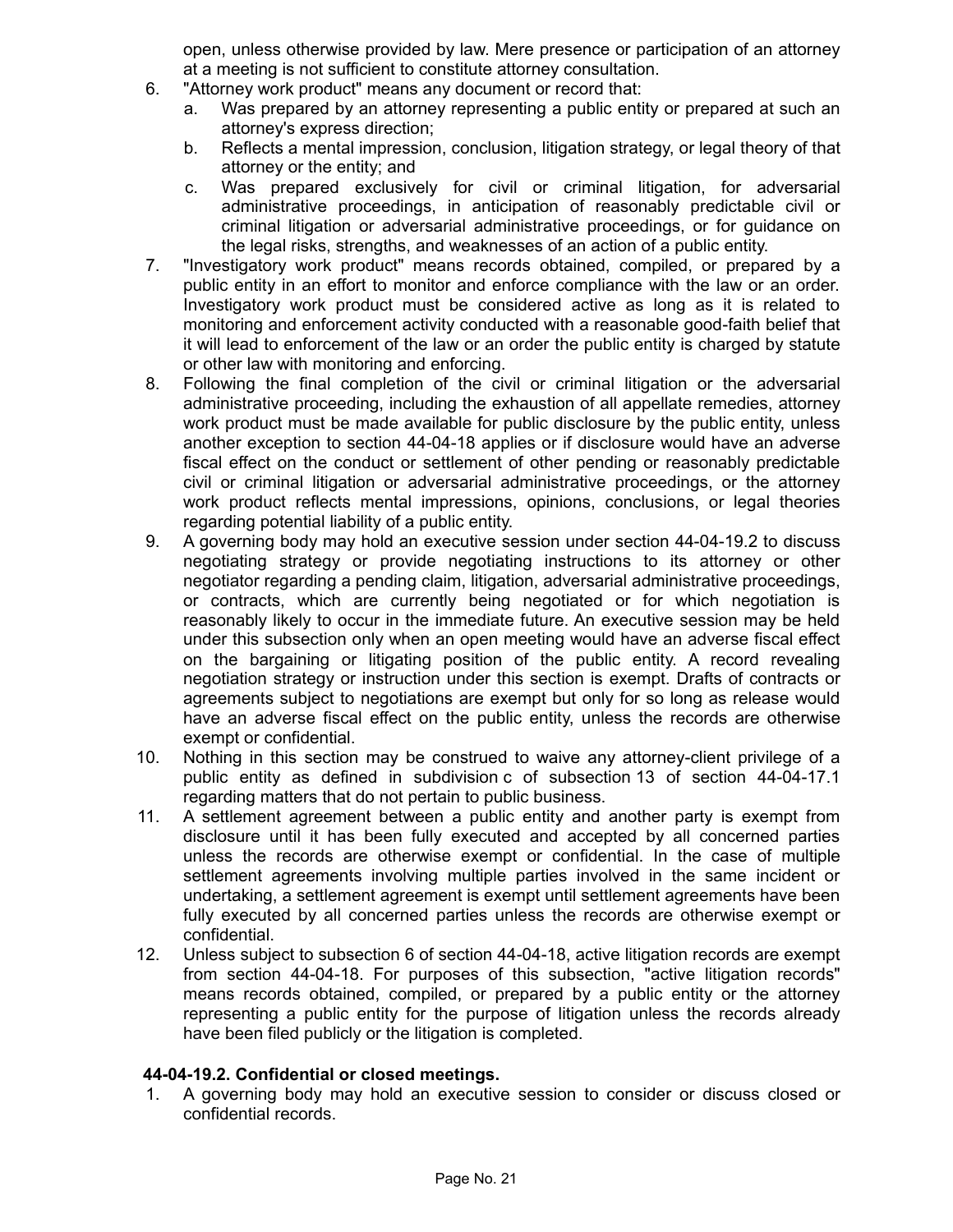open, unless otherwise provided by law. Mere presence or participation of an attorney at a meeting is not sufficient to constitute attorney consultation.

6. "Attorney work product" means any document or record that:
   a. Was prepared by an attorney representing a public entity or prepared at such an attorney's express direction;
   b. Reflects a mental impression, conclusion, litigation strategy, or legal theory of that attorney or the entity; and
   c. Was prepared exclusively for civil or criminal litigation, for adversarial administrative proceedings, in anticipation of reasonably predictable civil or criminal litigation or adversarial administrative proceedings, or for guidance on the legal risks, strengths, and weaknesses of an action of a public entity.
7. "Investigatory work product" means records obtained, compiled, or prepared by a public entity in an effort to monitor and enforce compliance with the law or an order. Investigatory work product must be considered active as long as it is related to monitoring and enforcement activity conducted with a reasonable good-faith belief that it will lead to enforcement of the law or an order the public entity is charged by statute or other law with monitoring and enforcing.
8. Following the final completion of the civil or criminal litigation or the adversarial administrative proceeding, including the exhaustion of all appellate remedies, attorney work product must be made available for public disclosure by the public entity, unless another exception to section 44-04-18 applies or if disclosure would have an adverse fiscal effect on the conduct or settlement of other pending or reasonably predictable civil or criminal litigation or adversarial administrative proceedings, or the attorney work product reflects mental impressions, opinions, conclusions, or legal theories regarding potential liability of a public entity.
9. A governing body may hold an executive session under section 44-04-19.2 to discuss negotiating strategy or provide negotiating instructions to its attorney or other negotiator regarding a pending claim, litigation, adversarial administrative proceedings, or contracts, which are currently being negotiated or for which negotiation is reasonably likely to occur in the immediate future. An executive session may be held under this subsection only when an open meeting would have an adverse fiscal effect on the bargaining or litigating position of the public entity. A record revealing negotiation strategy or instruction under this section is exempt. Drafts of contracts or agreements subject to negotiations are exempt but only for so long as release would have an adverse fiscal effect on the public entity, unless the records are otherwise exempt or confidential.
10. Nothing in this section may be construed to waive any attorney-client privilege of a public entity as defined in subdivision c of subsection 13 of section 44-04-17.1 regarding matters that do not pertain to public business.
11. A settlement agreement between a public entity and another party is exempt from disclosure until it has been fully executed and accepted by all concerned parties unless the records are otherwise exempt or confidential. In the case of multiple settlement agreements involving multiple parties involved in the same incident or undertaking, a settlement agreement is exempt until settlement agreements have been fully executed by all concerned parties unless the records are otherwise exempt or confidential.
12. Unless subject to subsection 6 of section 44-04-18, active litigation records are exempt from section 44-04-18. For purposes of this subsection, "active litigation records" means records obtained, compiled, or prepared by a public entity or the attorney representing a public entity for the purpose of litigation unless the records already have been filed publicly or the litigation is completed.

**44-04-19.2. Confidential or closed meetings.**

1. A governing body may hold an executive session to consider or discuss closed or confidential records.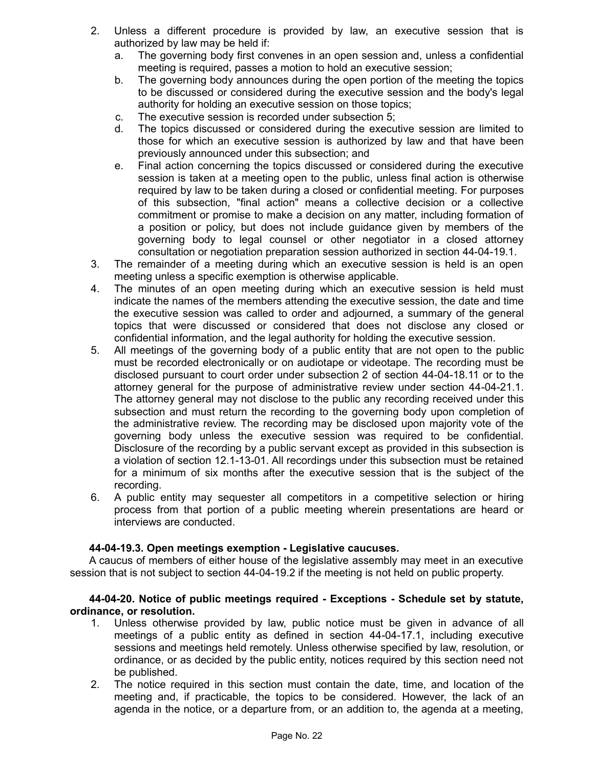2. Unless a different procedure is provided by law, an executive session that is authorized by law may be held if:
   a. The governing body first convenes in an open session and, unless a confidential meeting is required, passes a motion to hold an executive session;
   b. The governing body announces during the open portion of the meeting the topics to be discussed or considered during the executive session and the body's legal authority for holding an executive session on those topics;
   c. The executive session is recorded under subsection 5;
   d. The topics discussed or considered during the executive session are limited to those for which an executive session is authorized by law and that have been previously announced under this subsection; and
   e. Final action concerning the topics discussed or considered during the executive session is taken at a meeting open to the public, unless final action is otherwise required by law to be taken during a closed or confidential meeting. For purposes of this subsection, "final action" means a collective decision or a collective commitment or promise to make a decision on any matter, including formation of a position or policy, but does not include guidance given by members of the governing body to legal counsel or other negotiator in a closed attorney consultation or negotiation preparation session authorized in section 44-04-19.1.
3. The remainder of a meeting during which an executive session is held is an open meeting unless a specific exemption is otherwise applicable.
4. The minutes of an open meeting during which an executive session is held must indicate the names of the members attending the executive session, the date and time the executive session was called to order and adjourned, a summary of the general topics that were discussed or considered that does not disclose any closed or confidential information, and the legal authority for holding the executive session.
5. All meetings of the governing body of a public entity that are not open to the public must be recorded electronically or on audiotape or videotape. The recording must be disclosed pursuant to court order under subsection 2 of section 44-04-18.11 or to the attorney general for the purpose of administrative review under section 44-04-21.1. The attorney general may not disclose to the public any recording received under this subsection and must return the recording to the governing body upon completion of the administrative review. The recording may be disclosed upon majority vote of the governing body unless the executive session was required to be confidential. Disclosure of the recording by a public servant except as provided in this subsection is a violation of section 12.1-13-01. All recordings under this subsection must be retained for a minimum of six months after the executive session that is the subject of the recording.
6. A public entity may sequester all competitors in a competitive selection or hiring process from that portion of a public meeting wherein presentations are heard or interviews are conducted.

**44-04-19.3. Open meetings exemption - Legislative caucuses.**

A caucus of members of either house of the legislative assembly may meet in an executive session that is not subject to section 44-04-19.2 if the meeting is not held on public property.

**44-04-20. Notice of public meetings required - Exceptions - Schedule set by statute, ordinance, or resolution.**

1. Unless otherwise provided by law, public notice must be given in advance of all meetings of a public entity as defined in section 44-04-17.1, including executive sessions and meetings held remotely. Unless otherwise specified by law, resolution, or ordinance, or as decided by the public entity, notices required by this section need not be published.
2. The notice required in this section must contain the date, time, and location of the meeting and, if practicable, the topics to be considered. However, the lack of an agenda in the notice, or a departure from, or an addition to, the agenda at a meeting,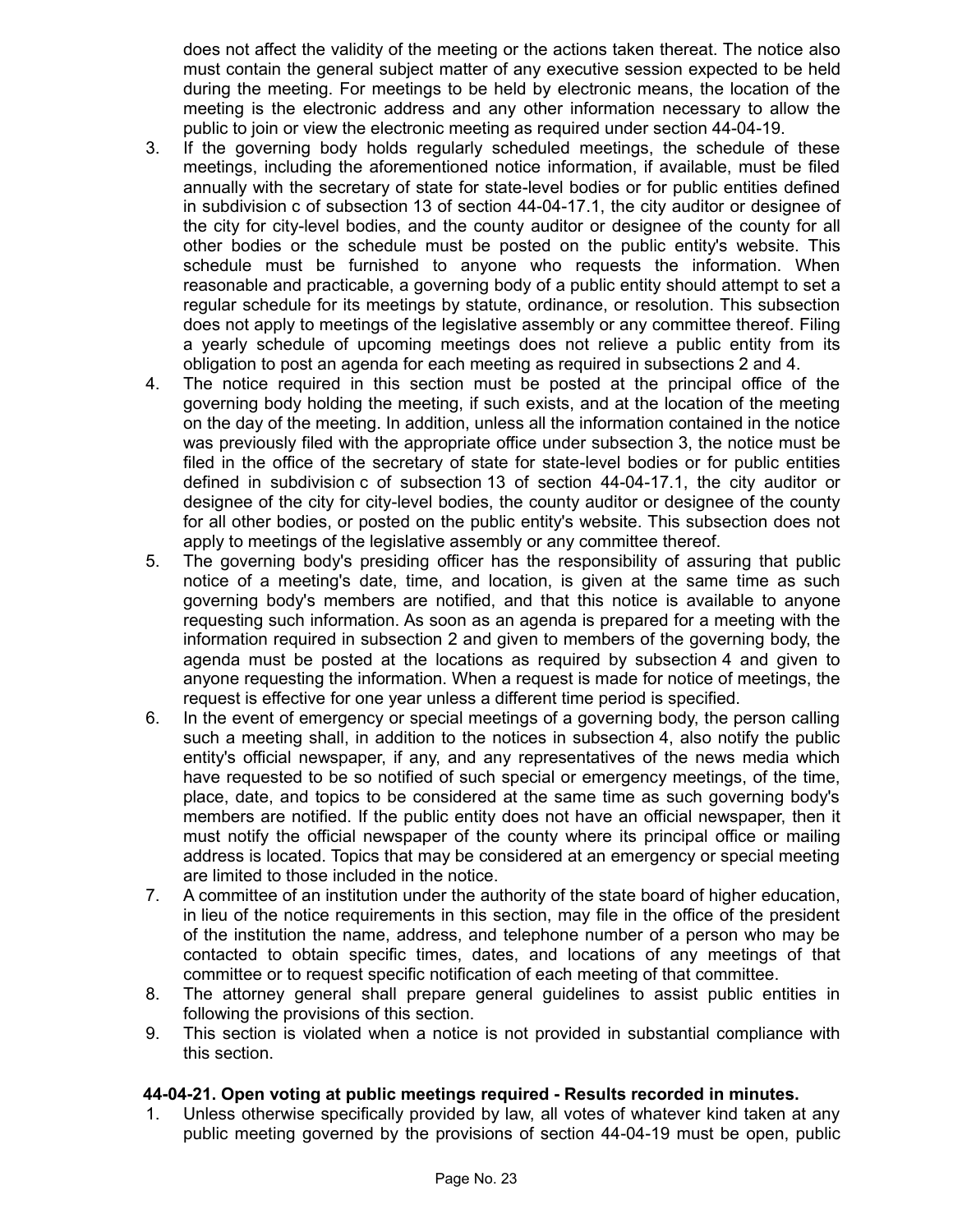does not affect the validity of the meeting or the actions taken thereat. The notice also must contain the general subject matter of any executive session expected to be held during the meeting. For meetings to be held by electronic means, the location of the meeting is the electronic address and any other information necessary to allow the public to join or view the electronic meeting as required under section 44-04-19.

3. If the governing body holds regularly scheduled meetings, the schedule of these meetings, including the aforementioned notice information, if available, must be filed annually with the secretary of state for state-level bodies or for public entities defined in subdivision c of subsection 13 of section 44-04-17.1, the city auditor or designee of the city for city-level bodies, and the county auditor or designee of the county for all other bodies or the schedule must be posted on the public entity's website. This schedule must be furnished to anyone who requests the information. When reasonable and practicable, a governing body of a public entity should attempt to set a regular schedule for its meetings by statute, ordinance, or resolution. This subsection does not apply to meetings of the legislative assembly or any committee thereof. Filing a yearly schedule of upcoming meetings does not relieve a public entity from its obligation to post an agenda for each meeting as required in subsections 2 and 4.
4. The notice required in this section must be posted at the principal office of the governing body holding the meeting, if such exists, and at the location of the meeting on the day of the meeting. In addition, unless all the information contained in the notice was previously filed with the appropriate office under subsection 3, the notice must be filed in the office of the secretary of state for state-level bodies or for public entities defined in subdivision c of subsection 13 of section 44-04-17.1, the city auditor or designee of the city for city-level bodies, the county auditor or designee of the county for all other bodies, or posted on the public entity's website. This subsection does not apply to meetings of the legislative assembly or any committee thereof.
5. The governing body's presiding officer has the responsibility of assuring that public notice of a meeting's date, time, and location, is given at the same time as such governing body's members are notified, and that this notice is available to anyone requesting such information. As soon as an agenda is prepared for a meeting with the information required in subsection 2 and given to members of the governing body, the agenda must be posted at the locations as required by subsection 4 and given to anyone requesting the information. When a request is made for notice of meetings, the request is effective for one year unless a different time period is specified.
6. In the event of emergency or special meetings of a governing body, the person calling such a meeting shall, in addition to the notices in subsection 4, also notify the public entity's official newspaper, if any, and any representatives of the news media which have requested to be so notified of such special or emergency meetings, of the time, place, date, and topics to be considered at the same time as such governing body's members are notified. If the public entity does not have an official newspaper, then it must notify the official newspaper of the county where its principal office or mailing address is located. Topics that may be considered at an emergency or special meeting are limited to those included in the notice.
7. A committee of an institution under the authority of the state board of higher education, in lieu of the notice requirements in this section, may file in the office of the president of the institution the name, address, and telephone number of a person who may be contacted to obtain specific times, dates, and locations of any meetings of that committee or to request specific notification of each meeting of that committee.
8. The attorney general shall prepare general guidelines to assist public entities in following the provisions of this section.
9. This section is violated when a notice is not provided in substantial compliance with this section.

**44-04-21. Open voting at public meetings required - Results recorded in minutes.**

1. Unless otherwise specifically provided by law, all votes of whatever kind taken at any public meeting governed by the provisions of section 44-04-19 must be open, public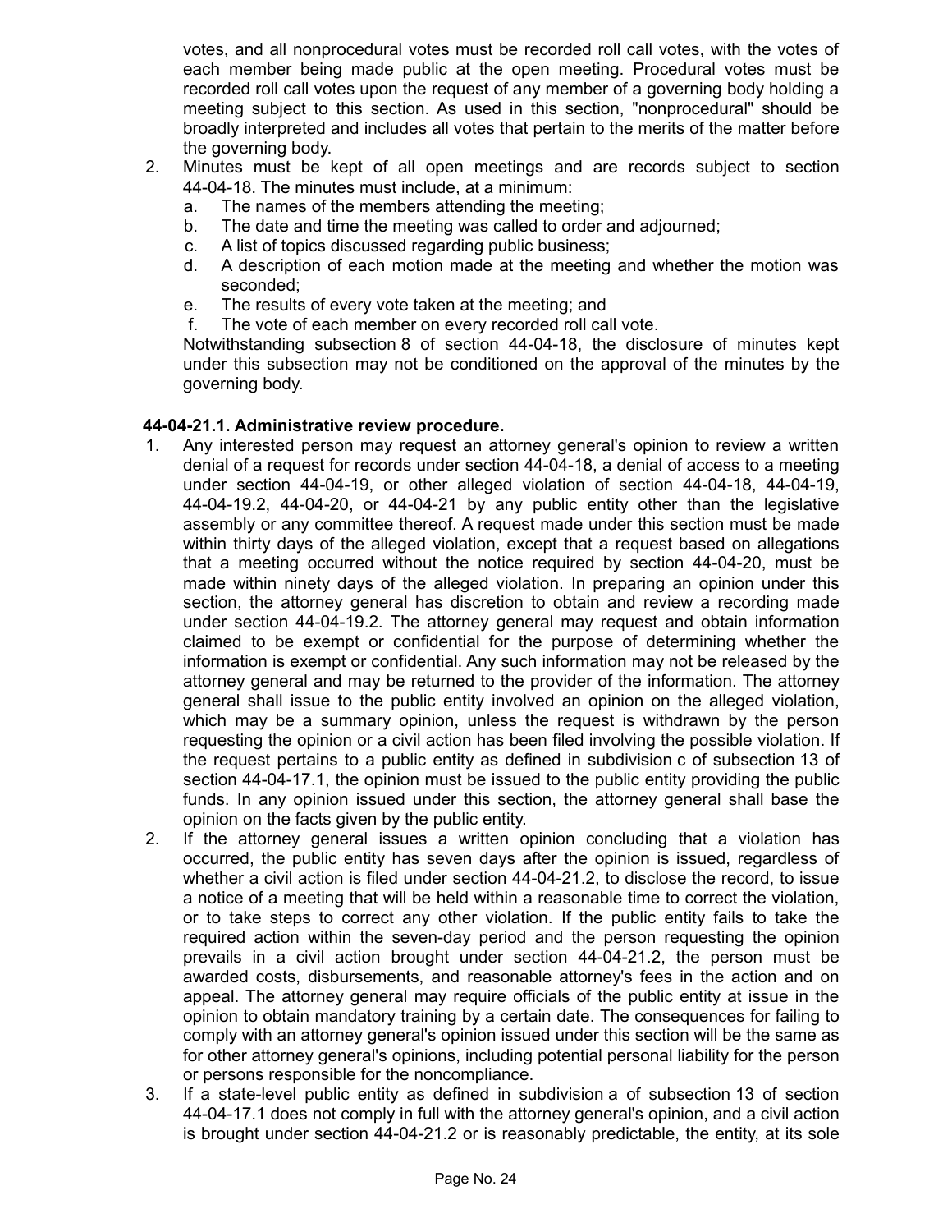votes, and all nonprocedural votes must be recorded roll call votes, with the votes of each member being made public at the open meeting. Procedural votes must be recorded roll call votes upon the request of any member of a governing body holding a meeting subject to this section. As used in this section, "nonprocedural" should be broadly interpreted and includes all votes that pertain to the merits of the matter before the governing body.

2. Minutes must be kept of all open meetings and are records subject to section 44-04-18. The minutes must include, at a minimum:
   a. The names of the members attending the meeting;
   b. The date and time the meeting was called to order and adjourned;
   c. A list of topics discussed regarding public business;
   d. A description of each motion made at the meeting and whether the motion was seconded;
   e. The results of every vote taken at the meeting; and
   f. The vote of each member on every recorded roll call vote.

   Notwithstanding subsection 8 of section 44-04-18, the disclosure of minutes kept under this subsection may not be conditioned on the approval of the minutes by the governing body.

**44-04-21.1. Administrative review procedure.**

1. Any interested person may request an attorney general's opinion to review a written denial of a request for records under section 44-04-18, a denial of access to a meeting under section 44-04-19, or other alleged violation of section 44-04-18, 44-04-19, 44-04-19.2, 44-04-20, or 44-04-21 by any public entity other than the legislative assembly or any committee thereof. A request made under this section must be made within thirty days of the alleged violation, except that a request based on allegations that a meeting occurred without the notice required by section 44-04-20, must be made within ninety days of the alleged violation. In preparing an opinion under this section, the attorney general has discretion to obtain and review a recording made under section 44-04-19.2. The attorney general may request and obtain information claimed to be exempt or confidential for the purpose of determining whether the information is exempt or confidential. Any such information may not be released by the attorney general and may be returned to the provider of the information. The attorney general shall issue to the public entity involved an opinion on the alleged violation, which may be a summary opinion, unless the request is withdrawn by the person requesting the opinion or a civil action has been filed involving the possible violation. If the request pertains to a public entity as defined in subdivision c of subsection 13 of section 44-04-17.1, the opinion must be issued to the public entity providing the public funds. In any opinion issued under this section, the attorney general shall base the opinion on the facts given by the public entity.
2. If the attorney general issues a written opinion concluding that a violation has occurred, the public entity has seven days after the opinion is issued, regardless of whether a civil action is filed under section 44-04-21.2, to disclose the record, to issue a notice of a meeting that will be held within a reasonable time to correct the violation, or to take steps to correct any other violation. If the public entity fails to take the required action within the seven-day period and the person requesting the opinion prevails in a civil action brought under section 44-04-21.2, the person must be awarded costs, disbursements, and reasonable attorney's fees in the action and on appeal. The attorney general may require officials of the public entity at issue in the opinion to obtain mandatory training by a certain date. The consequences for failing to comply with an attorney general's opinion issued under this section will be the same as for other attorney general's opinions, including potential personal liability for the person or persons responsible for the noncompliance.
3. If a state-level public entity as defined in subdivision a of subsection 13 of section 44-04-17.1 does not comply in full with the attorney general's opinion, and a civil action is brought under section 44-04-21.2 or is reasonably predictable, the entity, at its sole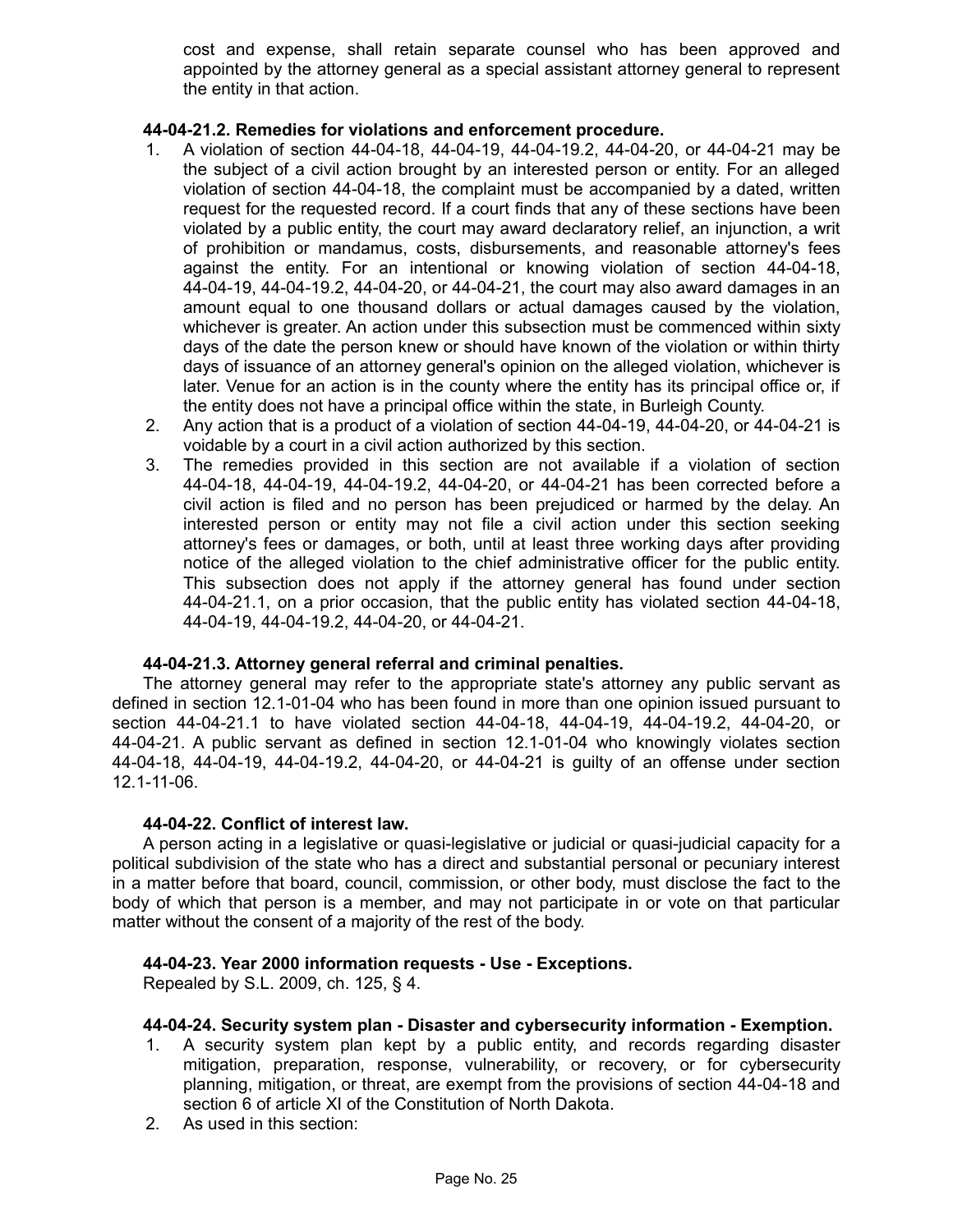cost and expense, shall retain separate counsel who has been approved and appointed by the attorney general as a special assistant attorney general to represent the entity in that action.

**44-04-21.2. Remedies for violations and enforcement procedure.**

1. A violation of section 44-04-18, 44-04-19, 44-04-19.2, 44-04-20, or 44-04-21 may be the subject of a civil action brought by an interested person or entity. For an alleged violation of section 44-04-18, the complaint must be accompanied by a dated, written request for the requested record. If a court finds that any of these sections have been violated by a public entity, the court may award declaratory relief, an injunction, a writ of prohibition or mandamus, costs, disbursements, and reasonable attorney's fees against the entity. For an intentional or knowing violation of section 44-04-18, 44-04-19, 44-04-19.2, 44-04-20, or 44-04-21, the court may also award damages in an amount equal to one thousand dollars or actual damages caused by the violation, whichever is greater. An action under this subsection must be commenced within sixty days of the date the person knew or should have known of the violation or within thirty days of issuance of an attorney general's opinion on the alleged violation, whichever is later. Venue for an action is in the county where the entity has its principal office or, if the entity does not have a principal office within the state, in Burleigh County.
2. Any action that is a product of a violation of section 44-04-19, 44-04-20, or 44-04-21 is voidable by a court in a civil action authorized by this section.
3. The remedies provided in this section are not available if a violation of section 44-04-18, 44-04-19, 44-04-19.2, 44-04-20, or 44-04-21 has been corrected before a civil action is filed and no person has been prejudiced or harmed by the delay. An interested person or entity may not file a civil action under this section seeking attorney's fees or damages, or both, until at least three working days after providing notice of the alleged violation to the chief administrative officer for the public entity. This subsection does not apply if the attorney general has found under section 44-04-21.1, on a prior occasion, that the public entity has violated section 44-04-18, 44-04-19, 44-04-19.2, 44-04-20, or 44-04-21.

**44-04-21.3. Attorney general referral and criminal penalties.**

The attorney general may refer to the appropriate state's attorney any public servant as defined in section 12.1-01-04 who has been found in more than one opinion issued pursuant to section 44-04-21.1 to have violated section 44-04-18, 44-04-19, 44-04-19.2, 44-04-20, or 44-04-21. A public servant as defined in section 12.1-01-04 who knowingly violates section 44-04-18, 44-04-19, 44-04-19.2, 44-04-20, or 44-04-21 is guilty of an offense under section 12.1-11-06.

**44-04-22. Conflict of interest law.**

A person acting in a legislative or quasi-legislative or judicial or quasi-judicial capacity for a political subdivision of the state who has a direct and substantial personal or pecuniary interest in a matter before that board, council, commission, or other body, must disclose the fact to the body of which that person is a member, and may not participate in or vote on that particular matter without the consent of a majority of the rest of the body.

**44-04-23. Year 2000 information requests - Use - Exceptions.**

Repealed by S.L. 2009, ch. 125, § 4.

**44-04-24. Security system plan - Disaster and cybersecurity information - Exemption.**

1. A security system plan kept by a public entity, and records regarding disaster mitigation, preparation, response, vulnerability, or recovery, or for cybersecurity planning, mitigation, or threat, are exempt from the provisions of section 44-04-18 and section 6 of article XI of the Constitution of North Dakota.
2. As used in this section: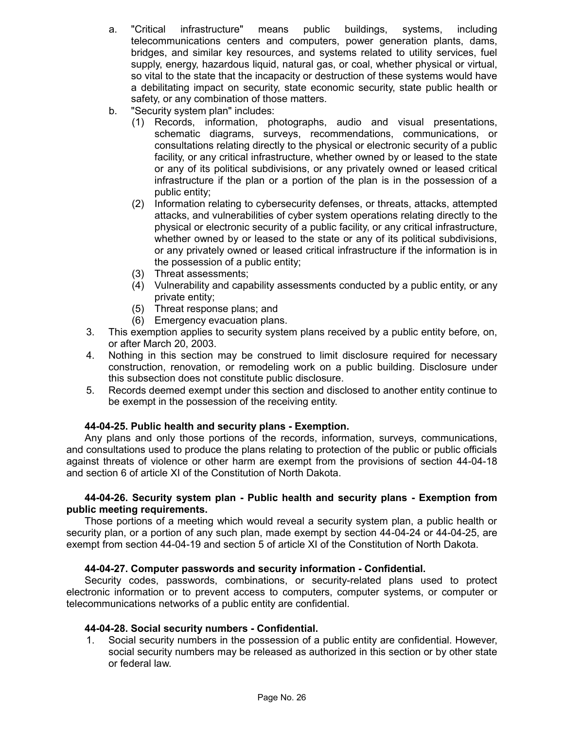a. "Critical infrastructure" means public buildings, systems, including telecommunications centers and computers, power generation plants, dams, bridges, and similar key resources, and systems related to utility services, fuel supply, energy, hazardous liquid, natural gas, or coal, whether physical or virtual, so vital to the state that the incapacity or destruction of these systems would have a debilitating impact on security, state economic security, state public health or safety, or any combination of those matters.

b. "Security system plan" includes:

   (1) Records, information, photographs, audio and visual presentations, schematic diagrams, surveys, recommendations, communications, or consultations relating directly to the physical or electronic security of a public facility, or any critical infrastructure, whether owned by or leased to the state or any of its political subdivisions, or any privately owned or leased critical infrastructure if the plan or a portion of the plan is in the possession of a public entity;

   (2) Information relating to cybersecurity defenses, or threats, attacks, attempted attacks, and vulnerabilities of cyber system operations relating directly to the physical or electronic security of a public facility, or any critical infrastructure, whether owned by or leased to the state or any of its political subdivisions, or any privately owned or leased critical infrastructure if the information is in the possession of a public entity;

   (3) Threat assessments;

   (4) Vulnerability and capability assessments conducted by a public entity, or any private entity;

   (5) Threat response plans; and

   (6) Emergency evacuation plans.

3. This exemption applies to security system plans received by a public entity before, on, or after March 20, 2003.

4. Nothing in this section may be construed to limit disclosure required for necessary construction, renovation, or remodeling work on a public building. Disclosure under this subsection does not constitute public disclosure.

5. Records deemed exempt under this section and disclosed to another entity continue to be exempt in the possession of the receiving entity.

**44-04-25. Public health and security plans - Exemption.**

Any plans and only those portions of the records, information, surveys, communications, and consultations used to produce the plans relating to protection of the public or public officials against threats of violence or other harm are exempt from the provisions of section 44-04-18 and section 6 of article XI of the Constitution of North Dakota.

**44-04-26. Security system plan - Public health and security plans - Exemption from public meeting requirements.**

Those portions of a meeting which would reveal a security system plan, a public health or security plan, or a portion of any such plan, made exempt by section 44-04-24 or 44-04-25, are exempt from section 44-04-19 and section 5 of article XI of the Constitution of North Dakota.

**44-04-27. Computer passwords and security information - Confidential.**

Security codes, passwords, combinations, or security-related plans used to protect electronic information or to prevent access to computers, computer systems, or computer or telecommunications networks of a public entity are confidential.

**44-04-28. Social security numbers - Confidential.**

1. Social security numbers in the possession of a public entity are confidential. However, social security numbers may be released as authorized in this section or by other state or federal law.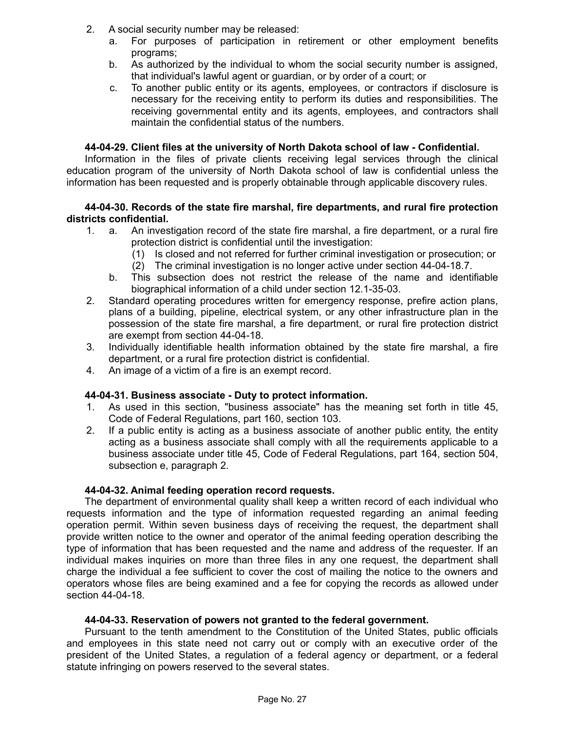2. A social security number may be released:
   a. For purposes of participation in retirement or other employment benefits programs;
   b. As authorized by the individual to whom the social security number is assigned, that individual's lawful agent or guardian, or by order of a court; or
   c. To another public entity or its agents, employees, or contractors if disclosure is necessary for the receiving entity to perform its duties and responsibilities. The receiving governmental entity and its agents, employees, and contractors shall maintain the confidential status of the numbers.

**44-04-29. Client files at the university of North Dakota school of law - Confidential.**

Information in the files of private clients receiving legal services through the clinical education program of the university of North Dakota school of law is confidential unless the information has been requested and is properly obtainable through applicable discovery rules.

**44-04-30. Records of the state fire marshal, fire departments, and rural fire protection districts confidential.**

1. a. An investigation record of the state fire marshal, a fire department, or a rural fire protection district is confidential until the investigation:
      (1) Is closed and not referred for further criminal investigation or prosecution; or
      (2) The criminal investigation is no longer active under section 44-04-18.7.
   b. This subsection does not restrict the release of the name and identifiable biographical information of a child under section 12.1-35-03.
2. Standard operating procedures written for emergency response, prefire action plans, plans of a building, pipeline, electrical system, or any other infrastructure plan in the possession of the state fire marshal, a fire department, or rural fire protection district are exempt from section 44-04-18.
3. Individually identifiable health information obtained by the state fire marshal, a fire department, or a rural fire protection district is confidential.
4. An image of a victim of a fire is an exempt record.

**44-04-31. Business associate - Duty to protect information.**

1. As used in this section, "business associate" has the meaning set forth in title 45, Code of Federal Regulations, part 160, section 103.
2. If a public entity is acting as a business associate of another public entity, the entity acting as a business associate shall comply with all the requirements applicable to a business associate under title 45, Code of Federal Regulations, part 164, section 504, subsection e, paragraph 2.

**44-04-32. Animal feeding operation record requests.**

The department of environmental quality shall keep a written record of each individual who requests information and the type of information requested regarding an animal feeding operation permit. Within seven business days of receiving the request, the department shall provide written notice to the owner and operator of the animal feeding operation describing the type of information that has been requested and the name and address of the requester. If an individual makes inquiries on more than three files in any one request, the department shall charge the individual a fee sufficient to cover the cost of mailing the notice to the owners and operators whose files are being examined and a fee for copying the records as allowed under section 44-04-18.

**44-04-33. Reservation of powers not granted to the federal government.**

Pursuant to the tenth amendment to the Constitution of the United States, public officials and employees in this state need not carry out or comply with an executive order of the president of the United States, a regulation of a federal agency or department, or a federal statute infringing on powers reserved to the several states.